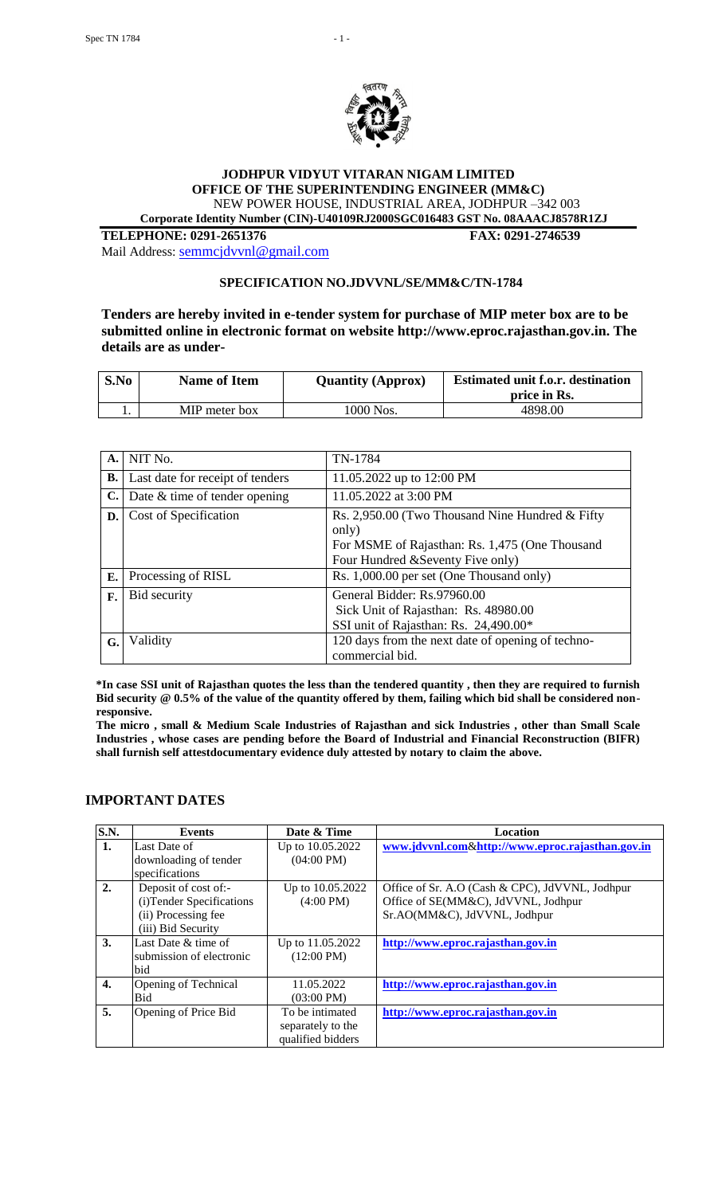**JODHPUR VIDYUT VITARAN NIGAM LIMITED**
**OFFICE OF THE SUPERINTENDING ENGINEER (MM&C)**
NEW POWER HOUSE, INDUSTRIAL AREA, JODHPUR –342 003
**Corporate Identity Number (CIN)-U40109RJ2000SGC016483 GST No. 08AAACJ8578R1ZJ**

**TELEPHONE: 0291-2651376** **FAX: 0291-2746539**
Mail Address: semmcjdvvnl@gmail.com

**SPECIFICATION NO.JDVVNL/SE/MM&C/TN-1784**

**Tenders are hereby invited in e-tender system for purchase of MIP meter box are to be submitted online in electronic format on website http://www.eproc.rajasthan.gov.in. The details are as under-**

| S.No | Name of Item | Quantity (Approx) | Estimated unit f.o.r. destination price in Rs. |
|---|---|---|---|
| 1. | MIP meter box | 1000 Nos. | 4898.00 |

| | | |
|---|---|---|
| A. | NIT No. | TN-1784 |
| B. | Last date for receipt of tenders | 11.05.2022 up to 12:00 PM |
| C. | Date & time of tender opening | 11.05.2022 at 3:00 PM |
| D. | Cost of Specification | Rs. 2,950.00 (Two Thousand Nine Hundred & Fifty only)<br>For MSME of Rajasthan: Rs. 1,475 (One Thousand Four Hundred &Seventy Five only) |
| E. | Processing of RISL | Rs. 1,000.00 per set (One Thousand only) |
| F. | Bid security | General Bidder: Rs.97960.00<br>Sick Unit of Rajasthan: Rs. 48980.00<br>SSI unit of Rajasthan: Rs. 24,490.00* |
| G. | Validity | 120 days from the next date of opening of techno-commercial bid. |

**\*In case SSI unit of Rajasthan quotes the less than the tendered quantity , then they are required to furnish Bid security @ 0.5% of the value of the quantity offered by them, failing which bid shall be considered non-responsive.**

**The micro , small & Medium Scale Industries of Rajasthan and sick Industries , other than Small Scale Industries , whose cases are pending before the Board of Industrial and Financial Reconstruction (BIFR) shall furnish self attestdocumentary evidence duly attested by notary to claim the above.**

## IMPORTANT DATES

| S.N. | Events | Date & Time | Location |
|---|---|---|---|
| 1. | Last Date of downloading of tender specifications | Up to 10.05.2022 (04:00 PM) | www.jdvvnl.com&http://www.eproc.rajasthan.gov.in |
| 2. | Deposit of cost of:-<br>(i)Tender Specifications<br>(ii) Processing fee<br>(iii) Bid Security | Up to 10.05.2022 (4:00 PM) | Office of Sr. A.O (Cash & CPC), JdVVNL, Jodhpur<br>Office of SE(MM&C), JdVVNL, Jodhpur<br>Sr.AO(MM&C), JdVVNL, Jodhpur |
| 3. | Last Date & time of submission of electronic bid | Up to 11.05.2022 (12:00 PM) | http://www.eproc.rajasthan.gov.in |
| 4. | Opening of Technical Bid | 11.05.2022 (03:00 PM) | http://www.eproc.rajasthan.gov.in |
| 5. | Opening of Price Bid | To be intimated separately to the qualified bidders | http://www.eproc.rajasthan.gov.in |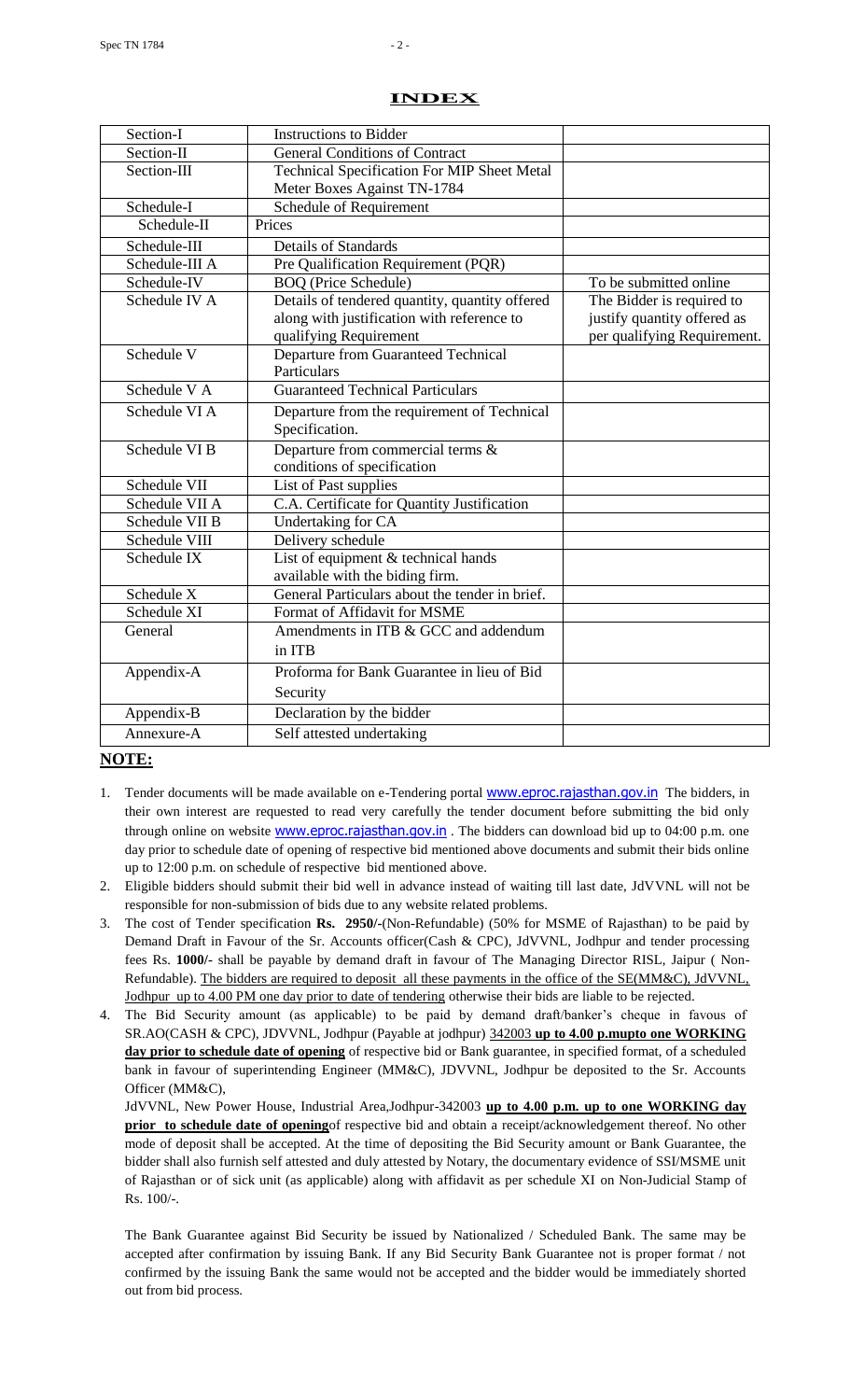## INDEX

| | | |
|---|---|---|
| Section-I | Instructions to Bidder | |
| Section-II | General Conditions of Contract | |
| Section-III | Technical Specification For MIP Sheet Metal Meter Boxes Against TN-1784 | |
| Schedule-I | Schedule of Requirement | |
| Schedule-II | Prices | |
| Schedule-III | Details of Standards | |
| Schedule-III A | Pre Qualification Requirement (PQR) | |
| Schedule-IV | BOQ (Price Schedule) | To be submitted online |
| Schedule IV A | Details of tendered quantity, quantity offered along with justification with reference to qualifying Requirement | The Bidder is required to justify quantity offered as per qualifying Requirement. |
| Schedule V | Departure from Guaranteed Technical Particulars | |
| Schedule V A | Guaranteed Technical Particulars | |
| Schedule VI A | Departure from the requirement of Technical Specification. | |
| Schedule VI B | Departure from commercial terms & conditions of specification | |
| Schedule VII | List of Past supplies | |
| Schedule VII A | C.A. Certificate for Quantity Justification | |
| Schedule VII B | Undertaking for CA | |
| Schedule VIII | Delivery schedule | |
| Schedule IX | List of equipment & technical hands available with the biding firm. | |
| Schedule X | General Particulars about the tender in brief. | |
| Schedule XI | Format of Affidavit for MSME | |
| General | Amendments in ITB & GCC and addendum in ITB | |
| Appendix-A | Proforma for Bank Guarantee in lieu of Bid Security | |
| Appendix-B | Declaration by the bidder | |
| Annexure-A | Self attested undertaking | |

**NOTE:**

1. Tender documents will be made available on e-Tendering portal www.eproc.rajasthan.gov.in The bidders, in their own interest are requested to read very carefully the tender document before submitting the bid only through online on website www.eproc.rajasthan.gov.in . The bidders can download bid up to 04:00 p.m. one day prior to schedule date of opening of respective bid mentioned above documents and submit their bids online up to 12:00 p.m. on schedule of respective bid mentioned above.
2. Eligible bidders should submit their bid well in advance instead of waiting till last date, JdVVNL will not be responsible for non-submission of bids due to any website related problems.
3. The cost of Tender specification **Rs. 2950/-**(Non-Refundable) (50% for MSME of Rajasthan) to be paid by Demand Draft in Favour of the Sr. Accounts officer(Cash & CPC), JdVVNL, Jodhpur and tender processing fees Rs. **1000/-** shall be payable by demand draft in favour of The Managing Director RISL, Jaipur ( Non-Refundable). The bidders are required to deposit all these payments in the office of the SE(MM&C), JdVVNL, Jodhpur up to 4.00 PM one day prior to date of tendering otherwise their bids are liable to be rejected.
4. The Bid Security amount (as applicable) to be paid by demand draft/banker's cheque in favous of SR.AO(CASH & CPC), JDVVNL, Jodhpur (Payable at jodhpur) 342003 **up to 4.00 p.mupto one WORKING day prior to schedule date of opening** of respective bid or Bank guarantee, in specified format, of a scheduled bank in favour of superintending Engineer (MM&C), JDVVNL, Jodhpur be deposited to the Sr. Accounts Officer (MM&C),

   JdVVNL, New Power House, Industrial Area,Jodhpur-342003 **up to 4.00 p.m. up to one WORKING day prior to schedule date of opening**of respective bid and obtain a receipt/acknowledgement thereof. No other mode of deposit shall be accepted. At the time of depositing the Bid Security amount or Bank Guarantee, the bidder shall also furnish self attested and duly attested by Notary, the documentary evidence of SSI/MSME unit of Rajasthan or of sick unit (as applicable) along with affidavit as per schedule XI on Non-Judicial Stamp of Rs. 100/-.

   The Bank Guarantee against Bid Security be issued by Nationalized / Scheduled Bank. The same may be accepted after confirmation by issuing Bank. If any Bid Security Bank Guarantee not is proper format / not confirmed by the issuing Bank the same would not be accepted and the bidder would be immediately shorted out from bid process.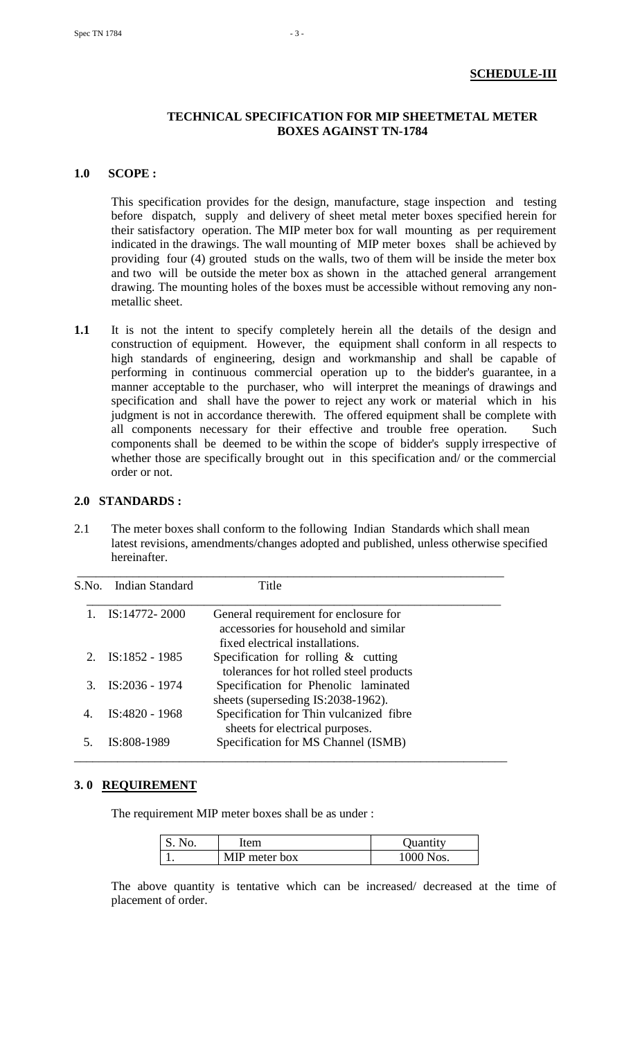**SCHEDULE-III**

## TECHNICAL SPECIFICATION FOR MIP SHEETMETAL METER BOXES AGAINST TN-1784

### 1.0 SCOPE :

This specification provides for the design, manufacture, stage inspection and testing before dispatch, supply and delivery of sheet metal meter boxes specified herein for their satisfactory operation. The MIP meter box for wall mounting as per requirement indicated in the drawings. The wall mounting of MIP meter boxes shall be achieved by providing four (4) grouted studs on the walls, two of them will be inside the meter box and two will be outside the meter box as shown in the attached general arrangement drawing. The mounting holes of the boxes must be accessible without removing any non-metallic sheet.

**1.1** It is not the intent to specify completely herein all the details of the design and construction of equipment. However, the equipment shall conform in all respects to high standards of engineering, design and workmanship and shall be capable of performing in continuous commercial operation up to the bidder's guarantee, in a manner acceptable to the purchaser, who will interpret the meanings of drawings and specification and shall have the power to reject any work or material which in his judgment is not in accordance therewith. The offered equipment shall be complete with all components necessary for their effective and trouble free operation. Such components shall be deemed to be within the scope of bidder's supply irrespective of whether those are specifically brought out in this specification and/ or the commercial order or not.

### 2.0 STANDARDS :

2.1 The meter boxes shall conform to the following Indian Standards which shall mean latest revisions, amendments/changes adopted and published, unless otherwise specified hereinafter.

| S.No. | Indian Standard | Title |
|---|---|---|
| 1. | IS:14772- 2000 | General requirement for enclosure for accessories for household and similar fixed electrical installations. |
| 2. | IS:1852 - 1985 | Specification for rolling & cutting tolerances for hot rolled steel products |
| 3. | IS:2036 - 1974 | Specification for Phenolic laminated sheets (superseding IS:2038-1962). |
| 4. | IS:4820 - 1968 | Specification for Thin vulcanized fibre sheets for electrical purposes. |
| 5. | IS:808-1989 | Specification for MS Channel (ISMB) |

### 3.0 REQUIREMENT

The requirement MIP meter boxes shall be as under :

| S. No. | Item | Quantity |
|---|---|---|
| 1. | MIP meter box | 1000 Nos. |

The above quantity is tentative which can be increased/ decreased at the time of placement of order.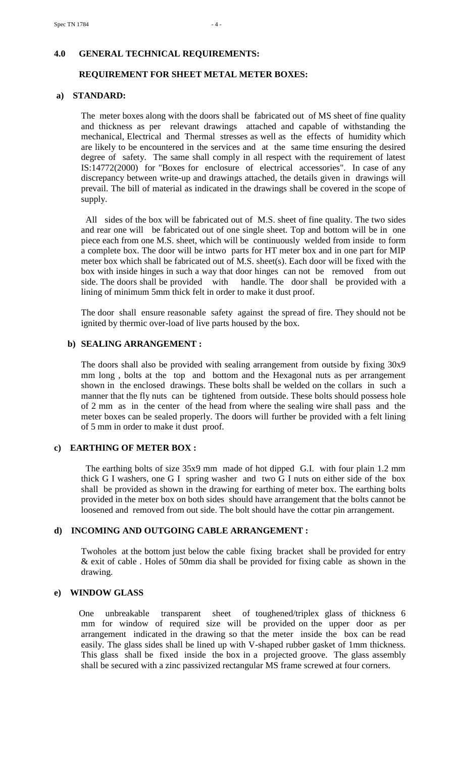## 4.0 GENERAL TECHNICAL REQUIREMENTS:

### REQUIREMENT FOR SHEET METAL METER BOXES:

**a) STANDARD:**

The meter boxes along with the doors shall be fabricated out of MS sheet of fine quality and thickness as per relevant drawings attached and capable of withstanding the mechanical, Electrical and Thermal stresses as well as the effects of humidity which are likely to be encountered in the services and at the same time ensuring the desired degree of safety. The same shall comply in all respect with the requirement of latest IS:14772(2000) for "Boxes for enclosure of electrical accessories". In case of any discrepancy between write-up and drawings attached, the details given in drawings will prevail. The bill of material as indicated in the drawings shall be covered in the scope of supply.

All sides of the box will be fabricated out of M.S. sheet of fine quality. The two sides and rear one will be fabricated out of one single sheet. Top and bottom will be in one piece each from one M.S. sheet, which will be continuously welded from inside to form a complete box. The door will be intwo parts for HT meter box and in one part for MIP meter box which shall be fabricated out of M.S. sheet(s). Each door will be fixed with the box with inside hinges in such a way that door hinges can not be removed from out side. The doors shall be provided with handle. The door shall be provided with a lining of minimum 5mm thick felt in order to make it dust proof.

The door shall ensure reasonable safety against the spread of fire. They should not be ignited by thermic over-load of live parts housed by the box.

**b) SEALING ARRANGEMENT :**

The doors shall also be provided with sealing arrangement from outside by fixing 30x9 mm long , bolts at the top and bottom and the Hexagonal nuts as per arrangement shown in the enclosed drawings. These bolts shall be welded on the collars in such a manner that the fly nuts can be tightened from outside. These bolts should possess hole of 2 mm as in the center of the head from where the sealing wire shall pass and the meter boxes can be sealed properly. The doors will further be provided with a felt lining of 5 mm in order to make it dust proof.

**c) EARTHING OF METER BOX :**

The earthing bolts of size 35x9 mm made of hot dipped G.I. with four plain 1.2 mm thick G I washers, one G I spring washer and two G I nuts on either side of the box shall be provided as shown in the drawing for earthing of meter box. The earthing bolts provided in the meter box on both sides should have arrangement that the bolts cannot be loosened and removed from out side. The bolt should have the cottar pin arrangement.

**d) INCOMING AND OUTGOING CABLE ARRANGEMENT :**

Twoholes at the bottom just below the cable fixing bracket shall be provided for entry & exit of cable . Holes of 50mm dia shall be provided for fixing cable as shown in the drawing.

**e) WINDOW GLASS**

One unbreakable transparent sheet of toughened/triplex glass of thickness 6 mm for window of required size will be provided on the upper door as per arrangement indicated in the drawing so that the meter inside the box can be read easily. The glass sides shall be lined up with V-shaped rubber gasket of 1mm thickness. This glass shall be fixed inside the box in a projected groove. The glass assembly shall be secured with a zinc passivized rectangular MS frame screwed at four corners.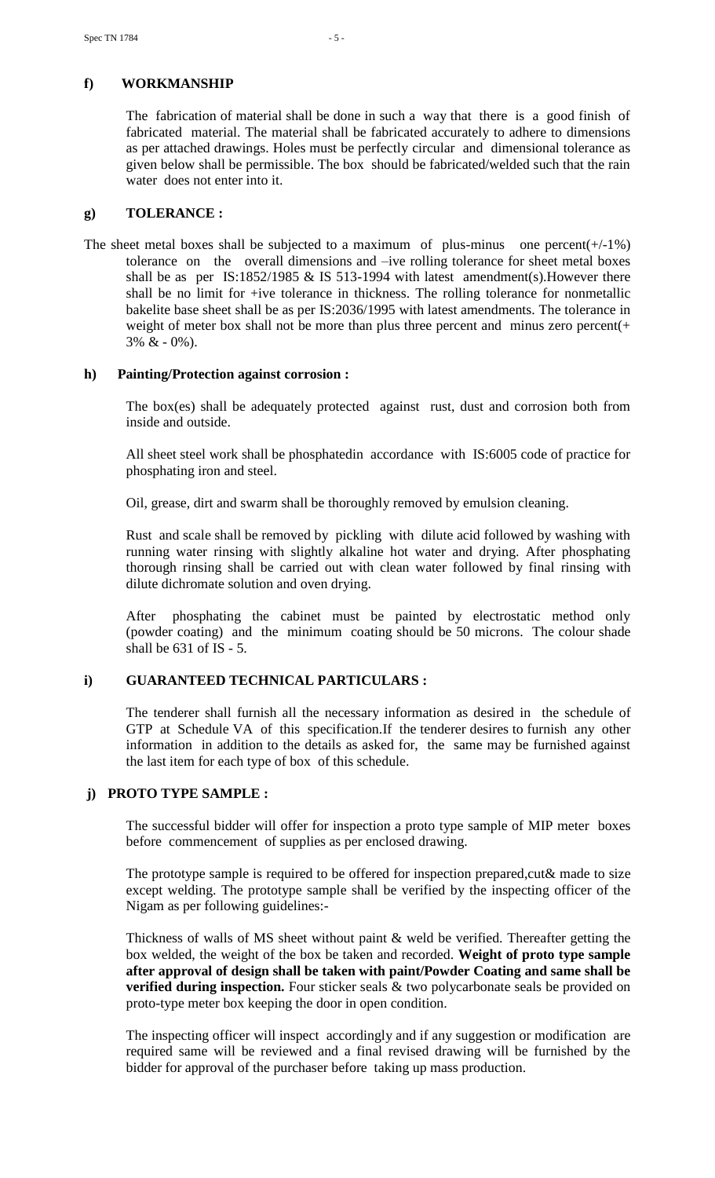## f) WORKMANSHIP

The fabrication of material shall be done in such a way that there is a good finish of fabricated material. The material shall be fabricated accurately to adhere to dimensions as per attached drawings. Holes must be perfectly circular and dimensional tolerance as given below shall be permissible. The box should be fabricated/welded such that the rain water does not enter into it.

## g) TOLERANCE :

The sheet metal boxes shall be subjected to a maximum of plus-minus one percent(+/-1%) tolerance on the overall dimensions and –ive rolling tolerance for sheet metal boxes shall be as per IS:1852/1985 & IS 513-1994 with latest amendment(s).However there shall be no limit for +ive tolerance in thickness. The rolling tolerance for nonmetallic bakelite base sheet shall be as per IS:2036/1995 with latest amendments. The tolerance in weight of meter box shall not be more than plus three percent and minus zero percent(+ 3% & - 0%).

## h) Painting/Protection against corrosion :

The box(es) shall be adequately protected against rust, dust and corrosion both from inside and outside.

All sheet steel work shall be phosphatedin accordance with IS:6005 code of practice for phosphating iron and steel.

Oil, grease, dirt and swarm shall be thoroughly removed by emulsion cleaning.

Rust and scale shall be removed by pickling with dilute acid followed by washing with running water rinsing with slightly alkaline hot water and drying. After phosphating thorough rinsing shall be carried out with clean water followed by final rinsing with dilute dichromate solution and oven drying.

After phosphating the cabinet must be painted by electrostatic method only (powder coating) and the minimum coating should be 50 microns. The colour shade shall be 631 of IS - 5.

## i) GUARANTEED TECHNICAL PARTICULARS :

The tenderer shall furnish all the necessary information as desired in the schedule of GTP at Schedule VA of this specification.If the tenderer desires to furnish any other information in addition to the details as asked for, the same may be furnished against the last item for each type of box of this schedule.

## j) PROTO TYPE SAMPLE :

The successful bidder will offer for inspection a proto type sample of MIP meter boxes before commencement of supplies as per enclosed drawing.

The prototype sample is required to be offered for inspection prepared,cut& made to size except welding. The prototype sample shall be verified by the inspecting officer of the Nigam as per following guidelines:-

Thickness of walls of MS sheet without paint & weld be verified. Thereafter getting the box welded, the weight of the box be taken and recorded. **Weight of proto type sample after approval of design shall be taken with paint/Powder Coating and same shall be verified during inspection.** Four sticker seals & two polycarbonate seals be provided on proto-type meter box keeping the door in open condition.

The inspecting officer will inspect accordingly and if any suggestion or modification are required same will be reviewed and a final revised drawing will be furnished by the bidder for approval of the purchaser before taking up mass production.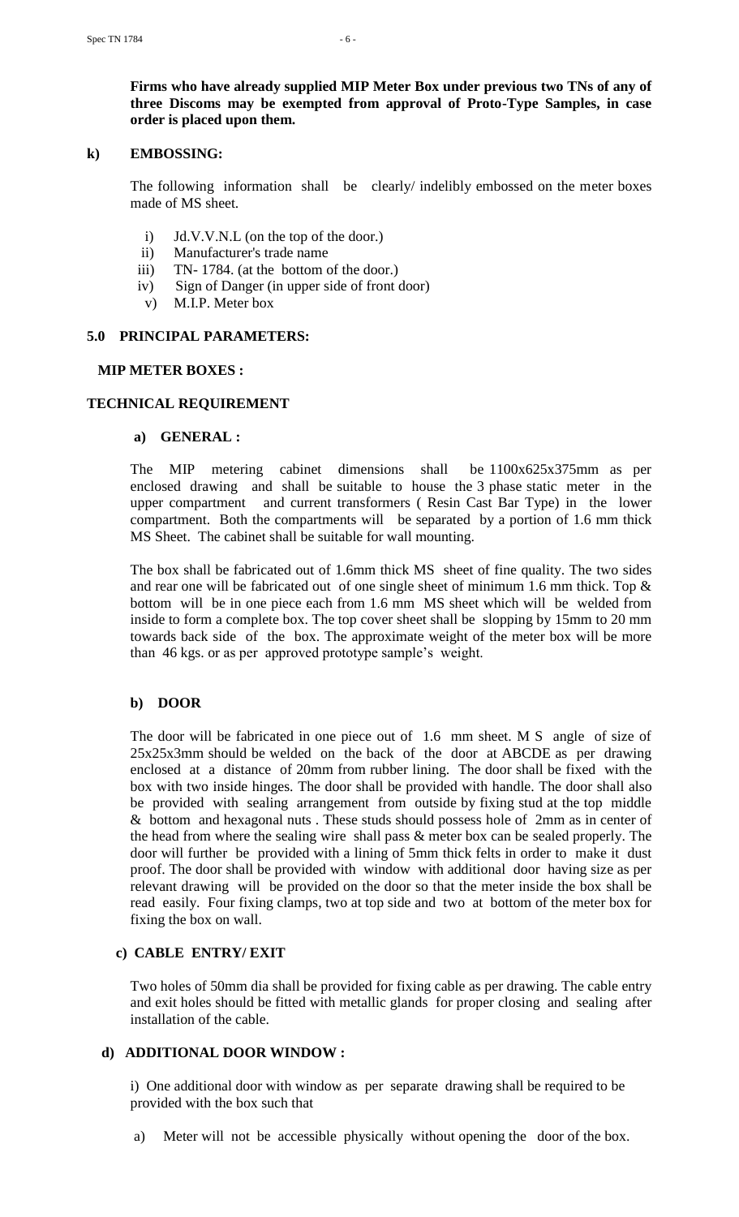**Firms who have already supplied MIP Meter Box under previous two TNs of any of three Discoms may be exempted from approval of Proto-Type Samples, in case order is placed upon them.**

**k) EMBOSSING:**

The following information shall be clearly/ indelibly embossed on the meter boxes made of MS sheet.

i) Jd.V.V.N.L (on the top of the door.)
ii) Manufacturer's trade name
iii) TN- 1784. (at the bottom of the door.)
iv) Sign of Danger (in upper side of front door)
v) M.I.P. Meter box

## 5.0 PRINCIPAL PARAMETERS:

**MIP METER BOXES :**

**TECHNICAL REQUIREMENT**

**a) GENERAL :**

The MIP metering cabinet dimensions shall be 1100x625x375mm as per enclosed drawing and shall be suitable to house the 3 phase static meter in the upper compartment and current transformers ( Resin Cast Bar Type) in the lower compartment. Both the compartments will be separated by a portion of 1.6 mm thick MS Sheet. The cabinet shall be suitable for wall mounting.

The box shall be fabricated out of 1.6mm thick MS sheet of fine quality. The two sides and rear one will be fabricated out of one single sheet of minimum 1.6 mm thick. Top & bottom will be in one piece each from 1.6 mm MS sheet which will be welded from inside to form a complete box. The top cover sheet shall be slopping by 15mm to 20 mm towards back side of the box. The approximate weight of the meter box will be more than 46 kgs. or as per approved prototype sample's weight.

**b) DOOR**

The door will be fabricated in one piece out of 1.6 mm sheet. M S angle of size of 25x25x3mm should be welded on the back of the door at ABCDE as per drawing enclosed at a distance of 20mm from rubber lining. The door shall be fixed with the box with two inside hinges. The door shall be provided with handle. The door shall also be provided with sealing arrangement from outside by fixing stud at the top middle & bottom and hexagonal nuts . These studs should possess hole of 2mm as in center of the head from where the sealing wire shall pass & meter box can be sealed properly. The door will further be provided with a lining of 5mm thick felts in order to make it dust proof. The door shall be provided with window with additional door having size as per relevant drawing will be provided on the door so that the meter inside the box shall be read easily. Four fixing clamps, two at top side and two at bottom of the meter box for fixing the box on wall.

**c) CABLE ENTRY/ EXIT**

Two holes of 50mm dia shall be provided for fixing cable as per drawing. The cable entry and exit holes should be fitted with metallic glands for proper closing and sealing after installation of the cable.

**d) ADDITIONAL DOOR WINDOW :**

i) One additional door with window as per separate drawing shall be required to be provided with the box such that

a) Meter will not be accessible physically without opening the door of the box.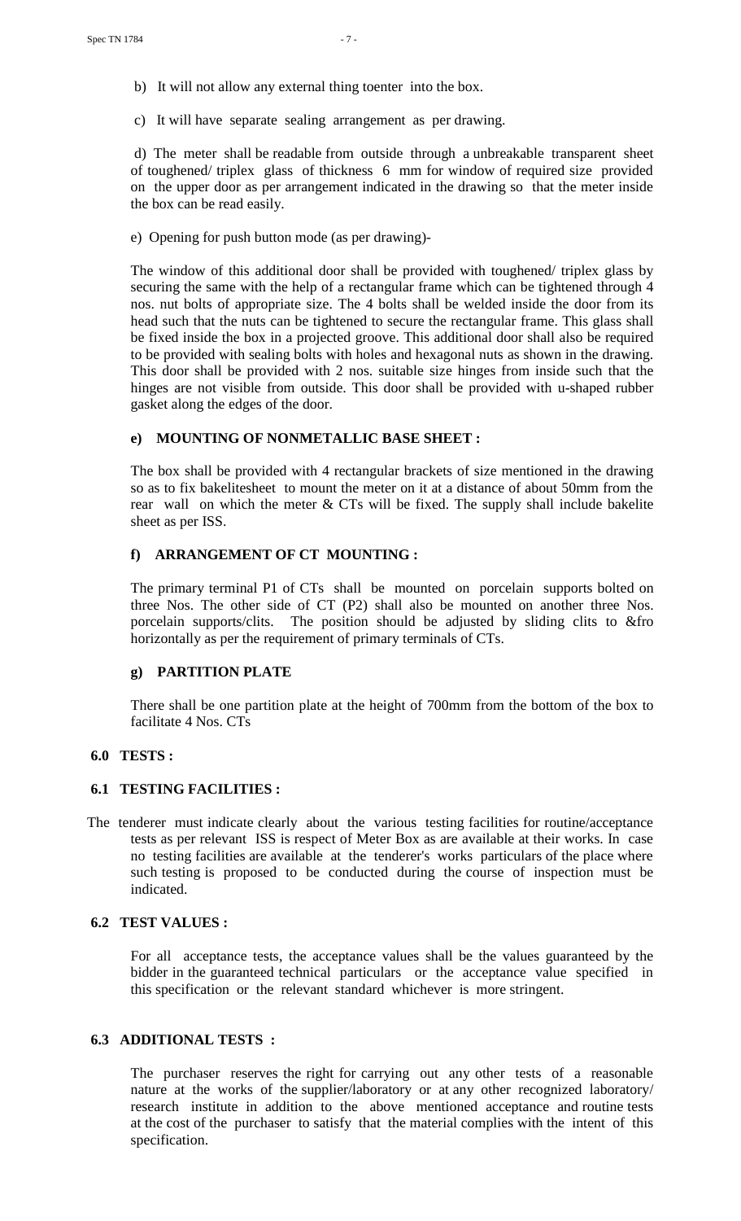b) It will not allow any external thing toenter into the box.

c) It will have separate sealing arrangement as per drawing.

d) The meter shall be readable from outside through a unbreakable transparent sheet of toughened/ triplex glass of thickness 6 mm for window of required size provided on the upper door as per arrangement indicated in the drawing so that the meter inside the box can be read easily.

e) Opening for push button mode (as per drawing)-

The window of this additional door shall be provided with toughened/ triplex glass by securing the same with the help of a rectangular frame which can be tightened through 4 nos. nut bolts of appropriate size. The 4 bolts shall be welded inside the door from its head such that the nuts can be tightened to secure the rectangular frame. This glass shall be fixed inside the box in a projected groove. This additional door shall also be required to be provided with sealing bolts with holes and hexagonal nuts as shown in the drawing. This door shall be provided with 2 nos. suitable size hinges from inside such that the hinges are not visible from outside. This door shall be provided with u-shaped rubber gasket along the edges of the door.

#### e) MOUNTING OF NONMETALLIC BASE SHEET :

The box shall be provided with 4 rectangular brackets of size mentioned in the drawing so as to fix bakelitesheet to mount the meter on it at a distance of about 50mm from the rear wall on which the meter & CTs will be fixed. The supply shall include bakelite sheet as per ISS.

#### f) ARRANGEMENT OF CT MOUNTING :

The primary terminal P1 of CTs shall be mounted on porcelain supports bolted on three Nos. The other side of CT (P2) shall also be mounted on another three Nos. porcelain supports/clits. The position should be adjusted by sliding clits to &fro horizontally as per the requirement of primary terminals of CTs.

#### g) PARTITION PLATE

There shall be one partition plate at the height of 700mm from the bottom of the box to facilitate 4 Nos. CTs

## 6.0 TESTS :

### 6.1 TESTING FACILITIES :

The tenderer must indicate clearly about the various testing facilities for routine/acceptance tests as per relevant ISS is respect of Meter Box as are available at their works. In case no testing facilities are available at the tenderer's works particulars of the place where such testing is proposed to be conducted during the course of inspection must be indicated.

### 6.2 TEST VALUES :

For all acceptance tests, the acceptance values shall be the values guaranteed by the bidder in the guaranteed technical particulars or the acceptance value specified in this specification or the relevant standard whichever is more stringent.

### 6.3 ADDITIONAL TESTS :

The purchaser reserves the right for carrying out any other tests of a reasonable nature at the works of the supplier/laboratory or at any other recognized laboratory/ research institute in addition to the above mentioned acceptance and routine tests at the cost of the purchaser to satisfy that the material complies with the intent of this specification.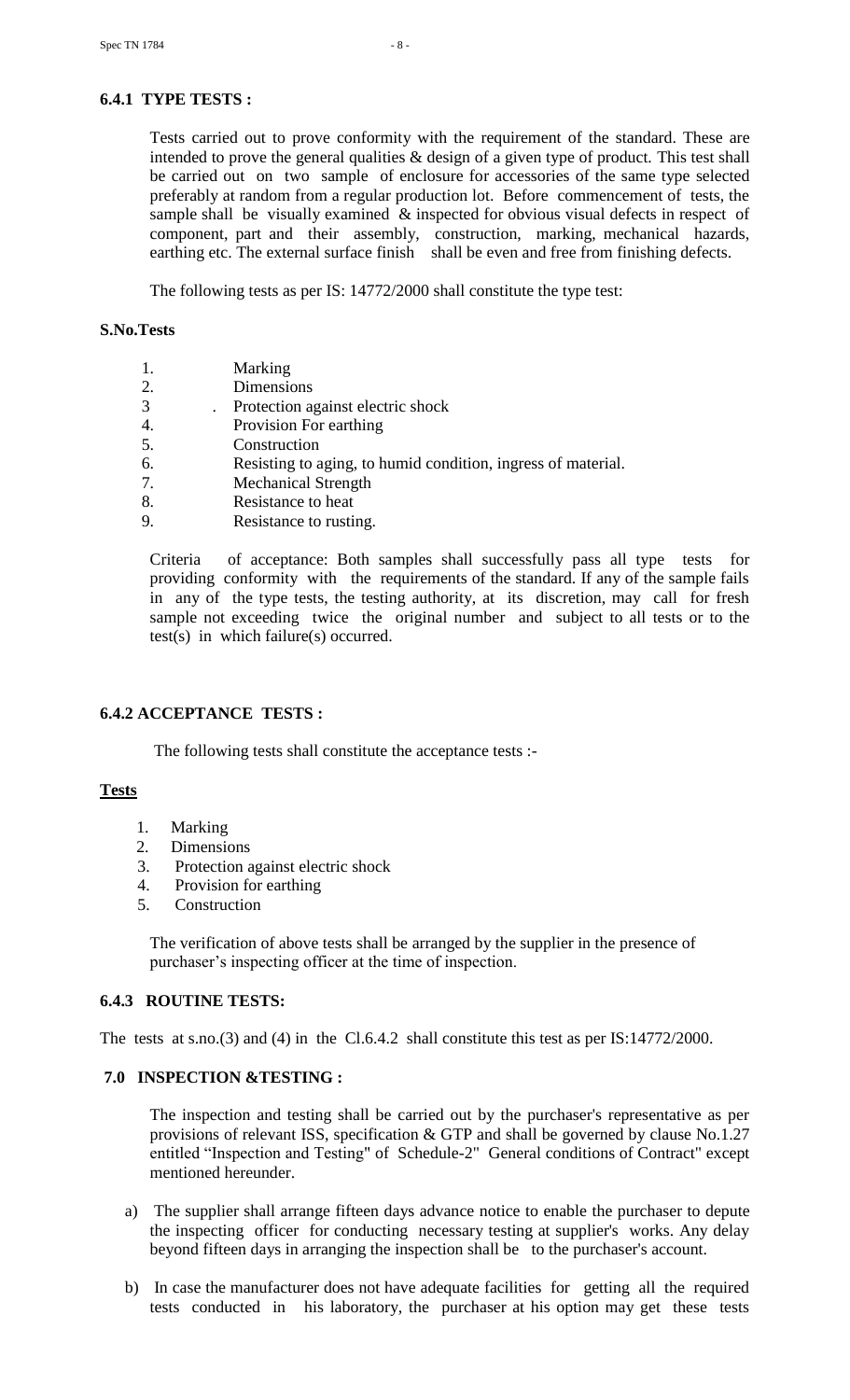### 6.4.1 TYPE TESTS :

Tests carried out to prove conformity with the requirement of the standard. These are intended to prove the general qualities & design of a given type of product. This test shall be carried out on two sample of enclosure for accessories of the same type selected preferably at random from a regular production lot. Before commencement of tests, the sample shall be visually examined & inspected for obvious visual defects in respect of component, part and their assembly, construction, marking, mechanical hazards, earthing etc. The external surface finish shall be even and free from finishing defects.

The following tests as per IS: 14772/2000 shall constitute the type test:

**S.No.Tests**

1. Marking
2. Dimensions
3. Protection against electric shock
4. Provision For earthing
5. Construction
6. Resisting to aging, to humid condition, ingress of material.
7. Mechanical Strength
8. Resistance to heat
9. Resistance to rusting.

Criteria of acceptance: Both samples shall successfully pass all type tests for providing conformity with the requirements of the standard. If any of the sample fails in any of the type tests, the testing authority, at its discretion, may call for fresh sample not exceeding twice the original number and subject to all tests or to the test(s) in which failure(s) occurred.

### 6.4.2 ACCEPTANCE TESTS :

The following tests shall constitute the acceptance tests :-

**Tests**

1. Marking
2. Dimensions
3. Protection against electric shock
4. Provision for earthing
5. Construction

The verification of above tests shall be arranged by the supplier in the presence of purchaser's inspecting officer at the time of inspection.

### 6.4.3 ROUTINE TESTS:

The tests at s.no.(3) and (4) in the Cl.6.4.2 shall constitute this test as per IS:14772/2000.

### 7.0 INSPECTION &TESTING :

The inspection and testing shall be carried out by the purchaser's representative as per provisions of relevant ISS, specification & GTP and shall be governed by clause No.1.27 entitled "Inspection and Testing" of Schedule-2" General conditions of Contract" except mentioned hereunder.

a) The supplier shall arrange fifteen days advance notice to enable the purchaser to depute the inspecting officer for conducting necessary testing at supplier's works. Any delay beyond fifteen days in arranging the inspection shall be to the purchaser's account.

b) In case the manufacturer does not have adequate facilities for getting all the required tests conducted in his laboratory, the purchaser at his option may get these tests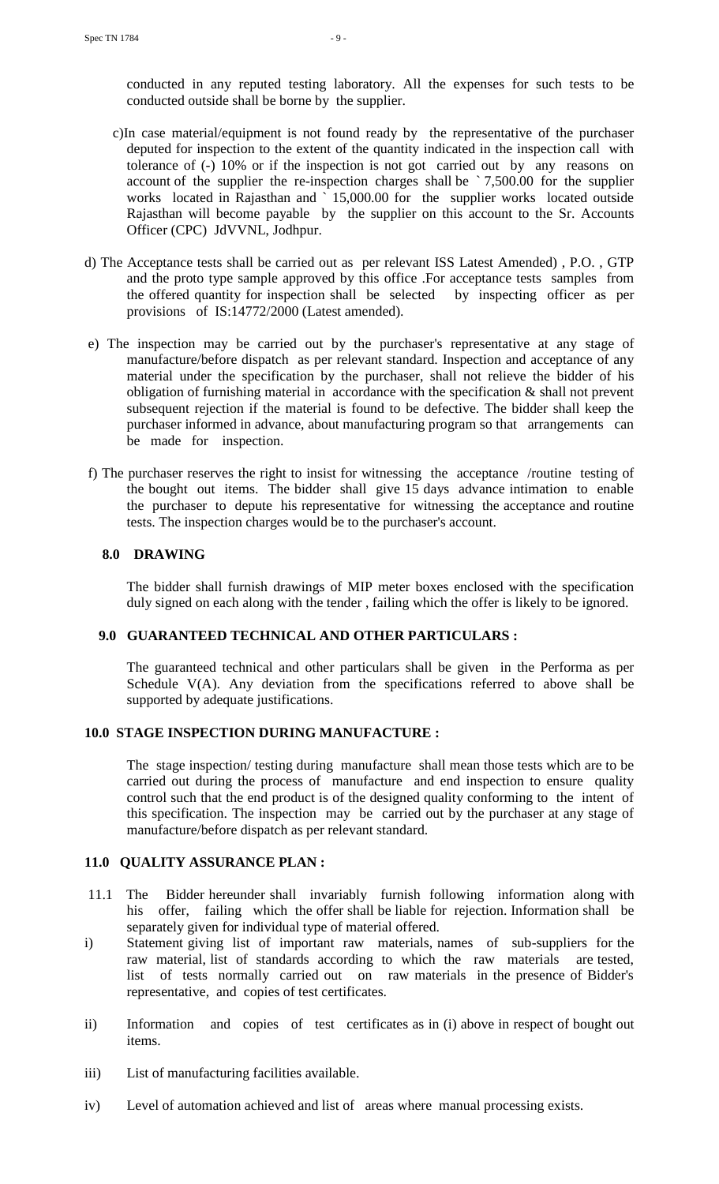conducted in any reputed testing laboratory. All the expenses for such tests to be conducted outside shall be borne by the supplier.

c) In case material/equipment is not found ready by the representative of the purchaser deputed for inspection to the extent of the quantity indicated in the inspection call with tolerance of (-) 10% or if the inspection is not got carried out by any reasons on account of the supplier the re-inspection charges shall be ` 7,500.00 for the supplier works located in Rajasthan and ` 15,000.00 for the supplier works located outside Rajasthan will become payable by the supplier on this account to the Sr. Accounts Officer (CPC) JdVVNL, Jodhpur.

d) The Acceptance tests shall be carried out as per relevant ISS Latest Amended) , P.O. , GTP and the proto type sample approved by this office .For acceptance tests samples from the offered quantity for inspection shall be selected by inspecting officer as per provisions of IS:14772/2000 (Latest amended).

e) The inspection may be carried out by the purchaser's representative at any stage of manufacture/before dispatch as per relevant standard. Inspection and acceptance of any material under the specification by the purchaser, shall not relieve the bidder of his obligation of furnishing material in accordance with the specification & shall not prevent subsequent rejection if the material is found to be defective. The bidder shall keep the purchaser informed in advance, about manufacturing program so that arrangements can be made for inspection.

f) The purchaser reserves the right to insist for witnessing the acceptance /routine testing of the bought out items. The bidder shall give 15 days advance intimation to enable the purchaser to depute his representative for witnessing the acceptance and routine tests. The inspection charges would be to the purchaser's account.

## 8.0 DRAWING

The bidder shall furnish drawings of MIP meter boxes enclosed with the specification duly signed on each along with the tender , failing which the offer is likely to be ignored.

## 9.0 GUARANTEED TECHNICAL AND OTHER PARTICULARS :

The guaranteed technical and other particulars shall be given in the Performa as per Schedule V(A). Any deviation from the specifications referred to above shall be supported by adequate justifications.

## 10.0 STAGE INSPECTION DURING MANUFACTURE :

The stage inspection/ testing during manufacture shall mean those tests which are to be carried out during the process of manufacture and end inspection to ensure quality control such that the end product is of the designed quality conforming to the intent of this specification. The inspection may be carried out by the purchaser at any stage of manufacture/before dispatch as per relevant standard.

## 11.0 QUALITY ASSURANCE PLAN :

11.1 The Bidder hereunder shall invariably furnish following information along with his offer, failing which the offer shall be liable for rejection. Information shall be separately given for individual type of material offered.

i) Statement giving list of important raw materials, names of sub-suppliers for the raw material, list of standards according to which the raw materials are tested, list of tests normally carried out on raw materials in the presence of Bidder's representative, and copies of test certificates.

ii) Information and copies of test certificates as in (i) above in respect of bought out items.

iii) List of manufacturing facilities available.

iv) Level of automation achieved and list of areas where manual processing exists.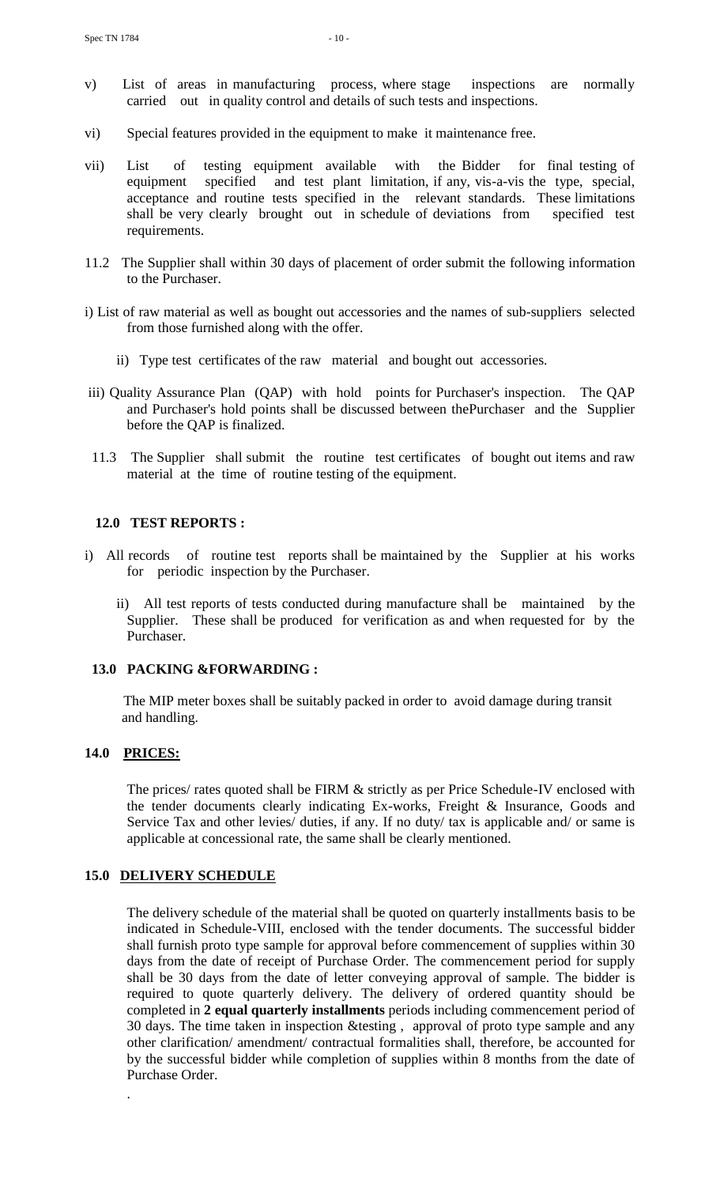v) List of areas in manufacturing process, where stage inspections are normally carried out in quality control and details of such tests and inspections.

vi) Special features provided in the equipment to make it maintenance free.

vii) List of testing equipment available with the Bidder for final testing of equipment specified and test plant limitation, if any, vis-a-vis the type, special, acceptance and routine tests specified in the relevant standards. These limitations shall be very clearly brought out in schedule of deviations from specified test requirements.

11.2 The Supplier shall within 30 days of placement of order submit the following information to the Purchaser.

i) List of raw material as well as bought out accessories and the names of sub-suppliers selected from those furnished along with the offer.

ii) Type test certificates of the raw material and bought out accessories.

iii) Quality Assurance Plan (QAP) with hold points for Purchaser's inspection. The QAP and Purchaser's hold points shall be discussed between thePurchaser and the Supplier before the QAP is finalized.

11.3 The Supplier shall submit the routine test certificates of bought out items and raw material at the time of routine testing of the equipment.

**12.0 TEST REPORTS :**

i) All records of routine test reports shall be maintained by the Supplier at his works for periodic inspection by the Purchaser.

ii) All test reports of tests conducted during manufacture shall be maintained by the Supplier. These shall be produced for verification as and when requested for by the Purchaser.

**13.0 PACKING &FORWARDING :**

The MIP meter boxes shall be suitably packed in order to avoid damage during transit and handling.

**14.0 PRICES:**

The prices/ rates quoted shall be FIRM & strictly as per Price Schedule-IV enclosed with the tender documents clearly indicating Ex-works, Freight & Insurance, Goods and Service Tax and other levies/ duties, if any. If no duty/ tax is applicable and/ or same is applicable at concessional rate, the same shall be clearly mentioned.

**15.0 DELIVERY SCHEDULE**

The delivery schedule of the material shall be quoted on quarterly installments basis to be indicated in Schedule-VIII, enclosed with the tender documents. The successful bidder shall furnish proto type sample for approval before commencement of supplies within 30 days from the date of receipt of Purchase Order. The commencement period for supply shall be 30 days from the date of letter conveying approval of sample. The bidder is required to quote quarterly delivery. The delivery of ordered quantity should be completed in **2 equal quarterly installments** periods including commencement period of 30 days. The time taken in inspection &testing , approval of proto type sample and any other clarification/ amendment/ contractual formalities shall, therefore, be accounted for by the successful bidder while completion of supplies within 8 months from the date of Purchase Order.

.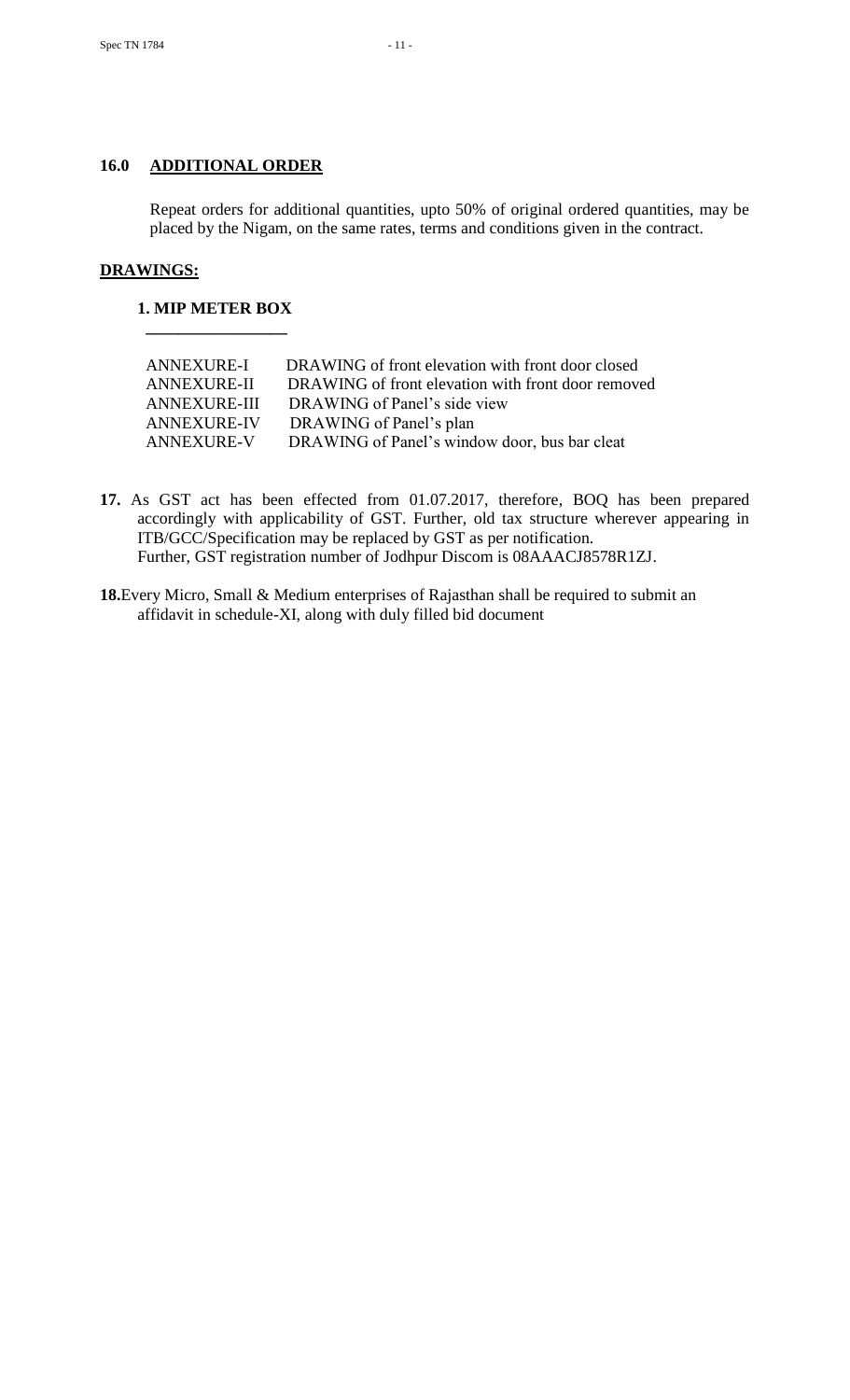## 16.0 ADDITIONAL ORDER

Repeat orders for additional quantities, upto 50% of original ordered quantities, may be placed by the Nigam, on the same rates, terms and conditions given in the contract.

## DRAWINGS:

### 1. MIP METER BOX

| | |
|---|---|
| ANNEXURE-I | DRAWING of front elevation with front door closed |
| ANNEXURE-II | DRAWING of front elevation with front door removed |
| ANNEXURE-III | DRAWING of Panel's side view |
| ANNEXURE-IV | DRAWING of Panel's plan |
| ANNEXURE-V | DRAWING of Panel's window door, bus bar cleat |

**17.** As GST act has been effected from 01.07.2017, therefore, BOQ has been prepared accordingly with applicability of GST. Further, old tax structure wherever appearing in ITB/GCC/Specification may be replaced by GST as per notification. Further, GST registration number of Jodhpur Discom is 08AAACJ8578R1ZJ.

**18.** Every Micro, Small & Medium enterprises of Rajasthan shall be required to submit an affidavit in schedule-XI, along with duly filled bid document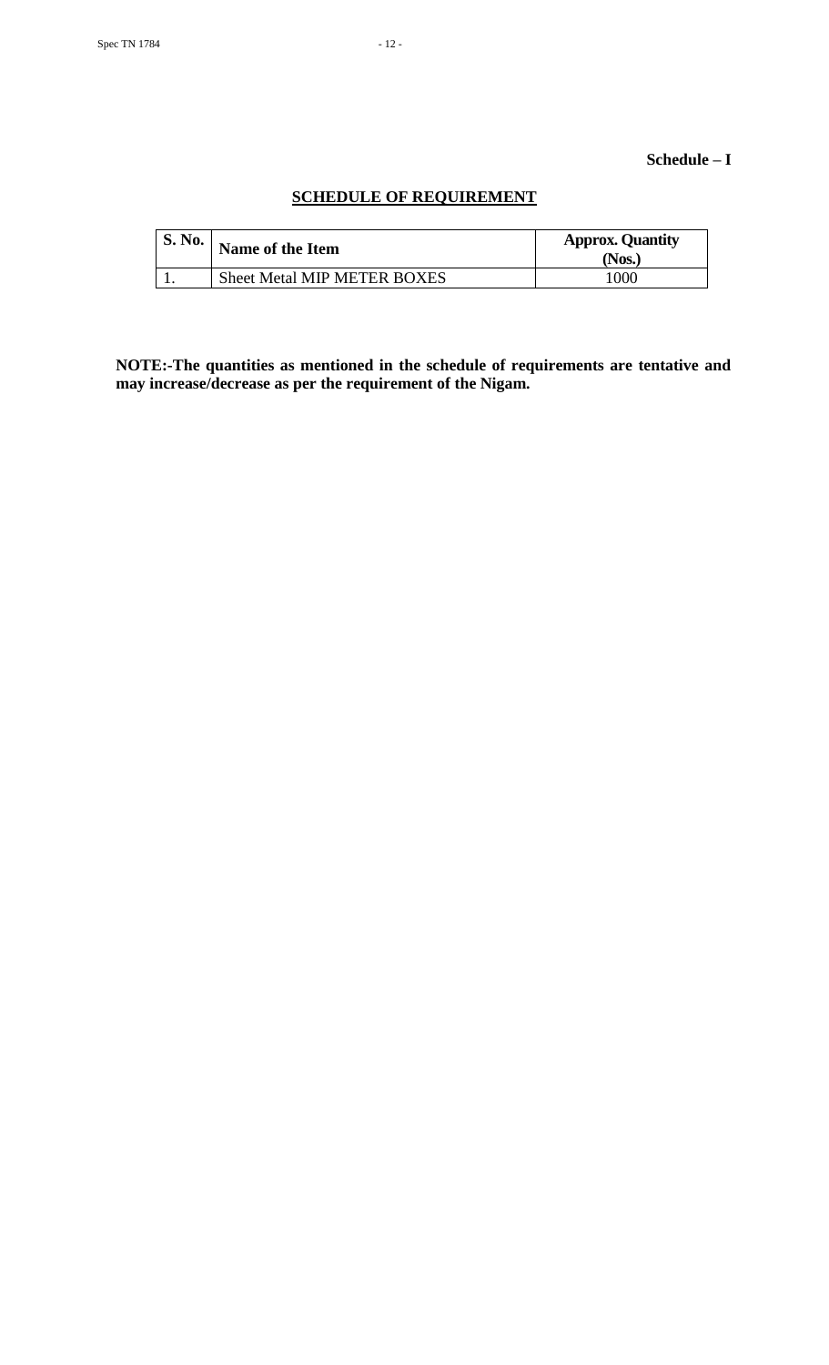**Schedule – I**

## SCHEDULE OF REQUIREMENT

| S. No. | Name of the Item | Approx. Quantity (Nos.) |
|---|---|---|
| 1. | Sheet Metal MIP METER BOXES | 1000 |

**NOTE:-The quantities as mentioned in the schedule of requirements are tentative and may increase/decrease as per the requirement of the Nigam.**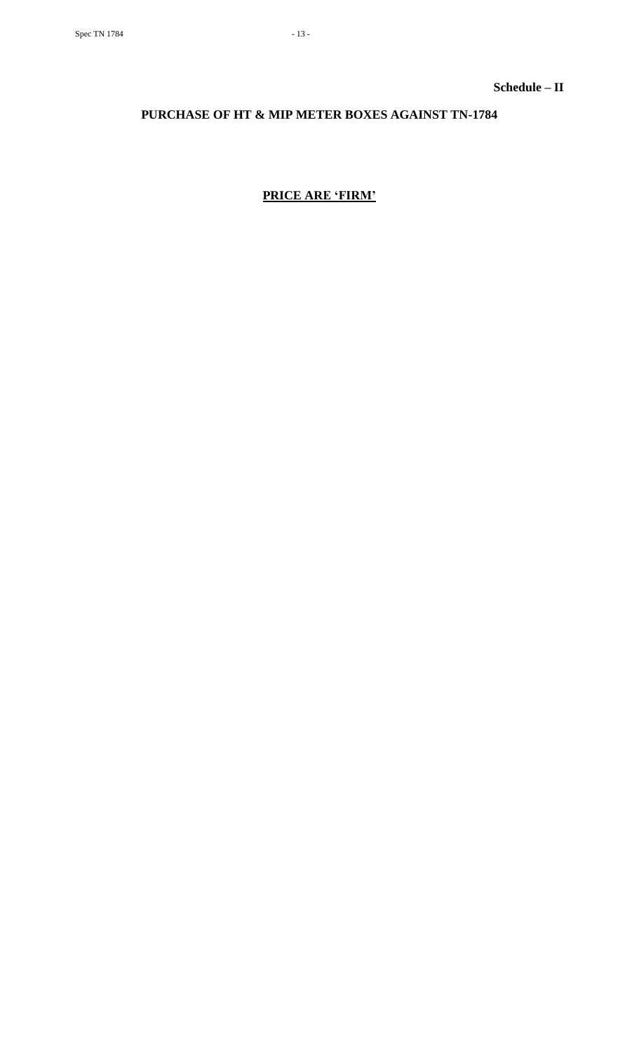**Schedule – II**

## PURCHASE OF HT & MIP METER BOXES AGAINST TN-1784

**<u>PRICE ARE 'FIRM'</u>**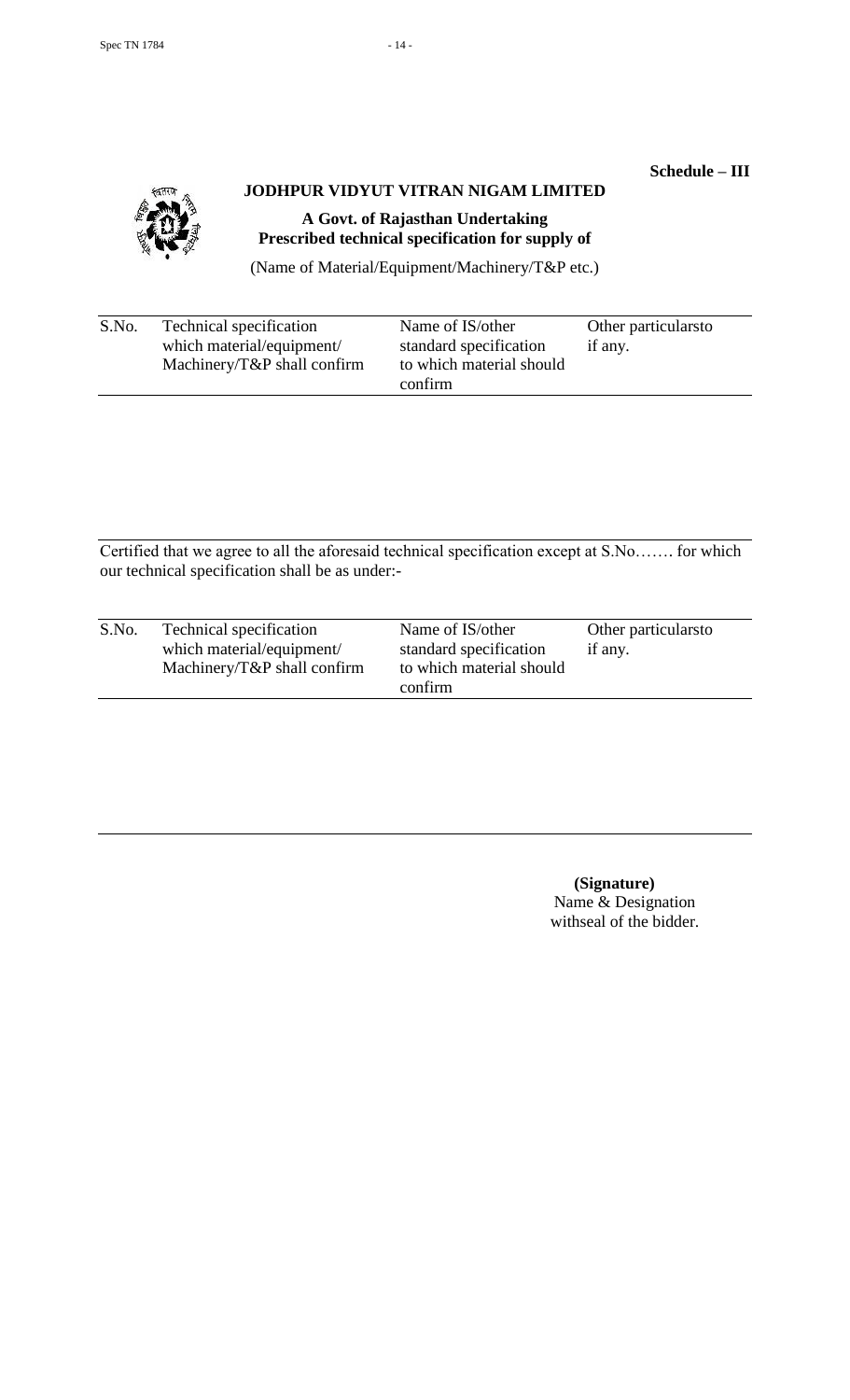**Schedule – III**

# JODHPUR VIDYUT VITRAN NIGAM LIMITED

**A Govt. of Rajasthan Undertaking**
**Prescribed technical specification for supply of**

(Name of Material/Equipment/Machinery/T&P etc.)

| S.No. | Technical specification which material/equipment/ Machinery/T&P shall confirm | Name of IS/other standard specification to which material should confirm | Other particularsto if any. |
|---|---|---|---|
| | | | |

Certified that we agree to all the aforesaid technical specification except at S.No……. for which our technical specification shall be as under:-

| S.No. | Technical specification which material/equipment/ Machinery/T&P shall confirm | Name of IS/other standard specification to which material should confirm | Other particularsto if any. |
|---|---|---|---|
| | | | |

**(Signature)**
Name & Designation
withseal of the bidder.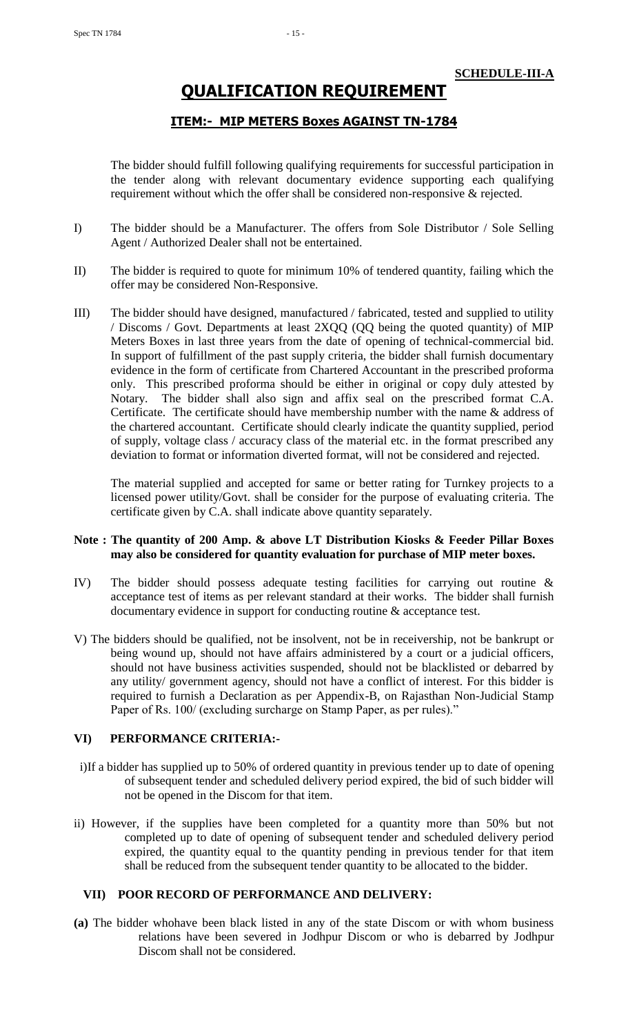**SCHEDULE-III-A**

# QUALIFICATION REQUIREMENT

## ITEM:- MIP METERS Boxes AGAINST TN-1784

The bidder should fulfill following qualifying requirements for successful participation in the tender along with relevant documentary evidence supporting each qualifying requirement without which the offer shall be considered non-responsive & rejected.

I) The bidder should be a Manufacturer. The offers from Sole Distributor / Sole Selling Agent / Authorized Dealer shall not be entertained.

II) The bidder is required to quote for minimum 10% of tendered quantity, failing which the offer may be considered Non-Responsive.

III) The bidder should have designed, manufactured / fabricated, tested and supplied to utility / Discoms / Govt. Departments at least 2XQQ (QQ being the quoted quantity) of MIP Meters Boxes in last three years from the date of opening of technical-commercial bid. In support of fulfillment of the past supply criteria, the bidder shall furnish documentary evidence in the form of certificate from Chartered Accountant in the prescribed proforma only. This prescribed proforma should be either in original or copy duly attested by Notary. The bidder shall also sign and affix seal on the prescribed format C.A. Certificate. The certificate should have membership number with the name & address of the chartered accountant. Certificate should clearly indicate the quantity supplied, period of supply, voltage class / accuracy class of the material etc. in the format prescribed any deviation to format or information diverted format, will not be considered and rejected.

The material supplied and accepted for same or better rating for Turnkey projects to a licensed power utility/Govt. shall be consider for the purpose of evaluating criteria. The certificate given by C.A. shall indicate above quantity separately.

**Note : The quantity of 200 Amp. & above LT Distribution Kiosks & Feeder Pillar Boxes may also be considered for quantity evaluation for purchase of MIP meter boxes.**

IV) The bidder should possess adequate testing facilities for carrying out routine & acceptance test of items as per relevant standard at their works. The bidder shall furnish documentary evidence in support for conducting routine & acceptance test.

V) The bidders should be qualified, not be insolvent, not be in receivership, not be bankrupt or being wound up, should not have affairs administered by a court or a judicial officers, should not have business activities suspended, should not be blacklisted or debarred by any utility/ government agency, should not have a conflict of interest. For this bidder is required to furnish a Declaration as per Appendix-B, on Rajasthan Non-Judicial Stamp Paper of Rs. 100/ (excluding surcharge on Stamp Paper, as per rules)."

### VI) PERFORMANCE CRITERIA:-

i) If a bidder has supplied up to 50% of ordered quantity in previous tender up to date of opening of subsequent tender and scheduled delivery period expired, the bid of such bidder will not be opened in the Discom for that item.

ii) However, if the supplies have been completed for a quantity more than 50% but not completed up to date of opening of subsequent tender and scheduled delivery period expired, the quantity equal to the quantity pending in previous tender for that item shall be reduced from the subsequent tender quantity to be allocated to the bidder.

### VII) POOR RECORD OF PERFORMANCE AND DELIVERY:

**(a)** The bidder whohave been black listed in any of the state Discom or with whom business relations have been severed in Jodhpur Discom or who is debarred by Jodhpur Discom shall not be considered.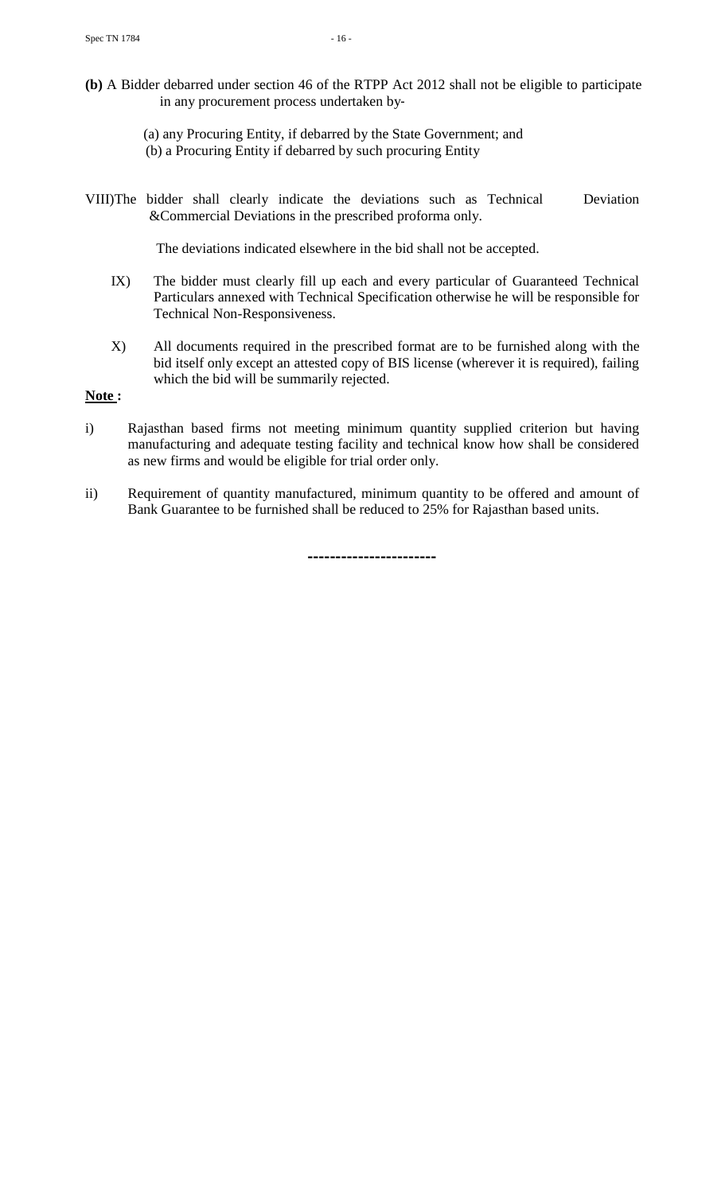**(b)** A Bidder debarred under section 46 of the RTPP Act 2012 shall not be eligible to participate in any procurement process undertaken by-

(a) any Procuring Entity, if debarred by the State Government; and
(b) a Procuring Entity if debarred by such procuring Entity

VIII) The bidder shall clearly indicate the deviations such as Technical Deviation &Commercial Deviations in the prescribed proforma only.

The deviations indicated elsewhere in the bid shall not be accepted.

IX) The bidder must clearly fill up each and every particular of Guaranteed Technical Particulars annexed with Technical Specification otherwise he will be responsible for Technical Non-Responsiveness.

X) All documents required in the prescribed format are to be furnished along with the bid itself only except an attested copy of BIS license (wherever it is required), failing which the bid will be summarily rejected.

**Note :**

i) Rajasthan based firms not meeting minimum quantity supplied criterion but having manufacturing and adequate testing facility and technical know how shall be considered as new firms and would be eligible for trial order only.

ii) Requirement of quantity manufactured, minimum quantity to be offered and amount of Bank Guarantee to be furnished shall be reduced to 25% for Rajasthan based units.

----------------------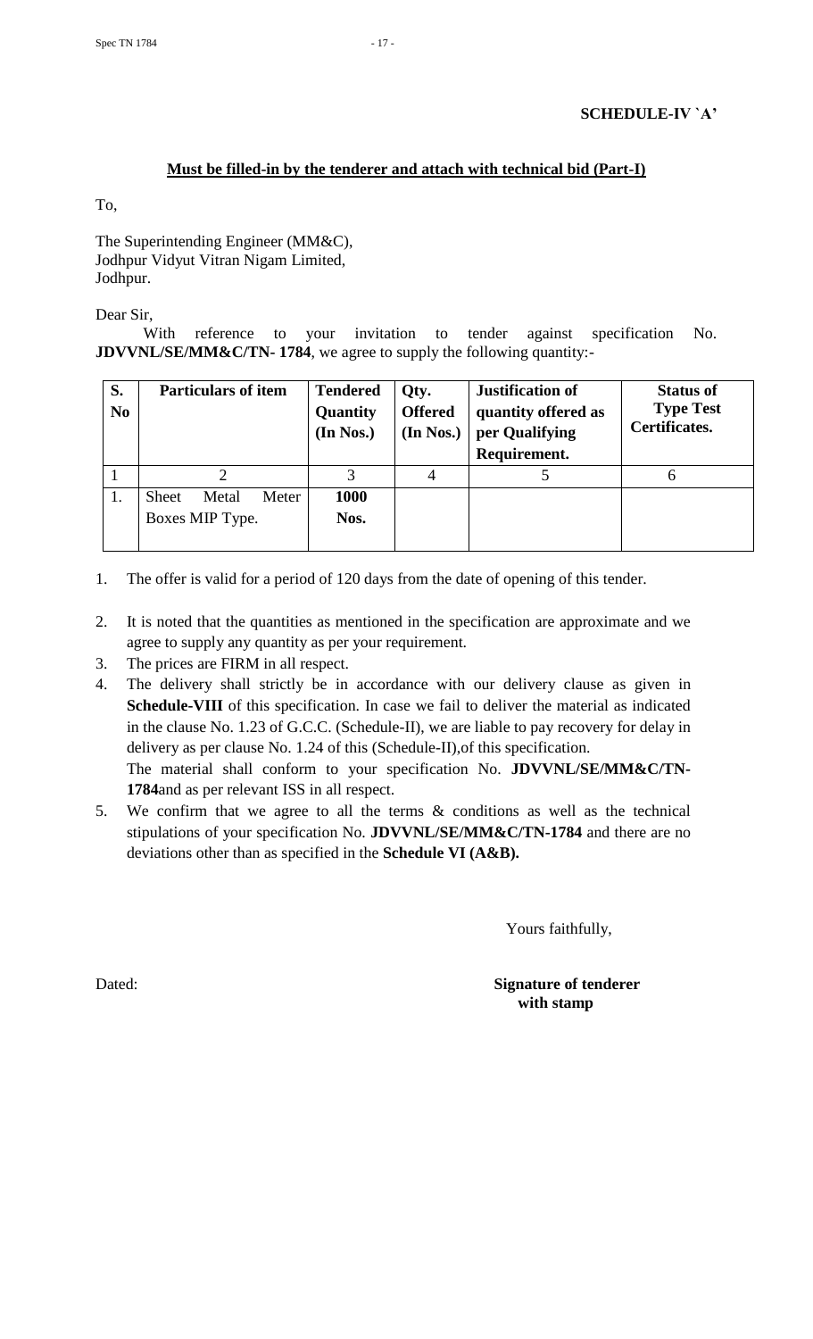**SCHEDULE-IV `A'**

**Must be filled-in by the tenderer and attach with technical bid (Part-I)**

To,

The Superintending Engineer (MM&C),
Jodhpur Vidyut Vitran Nigam Limited,
Jodhpur.

Dear Sir,

With reference to your invitation to tender against specification No. **JDVVNL/SE/MM&C/TN- 1784**, we agree to supply the following quantity:-

| S. No | Particulars of item | Tendered Quantity (In Nos.) | Qty. Offered (In Nos.) | Justification of quantity offered as per Qualifying Requirement. | Status of Type Test Certificates. |
|---|---|---|---|---|---|
| 1 | 2 | 3 | 4 | 5 | 6 |
| 1. | Sheet Metal Meter Boxes MIP Type. | **1000 Nos.** | | | |

1. The offer is valid for a period of 120 days from the date of opening of this tender.
2. It is noted that the quantities as mentioned in the specification are approximate and we agree to supply any quantity as per your requirement.
3. The prices are FIRM in all respect.
4. The delivery shall strictly be in accordance with our delivery clause as given in **Schedule-VIII** of this specification. In case we fail to deliver the material as indicated in the clause No. 1.23 of G.C.C. (Schedule-II), we are liable to pay recovery for delay in delivery as per clause No. 1.24 of this (Schedule-II),of this specification.

   The material shall conform to your specification No. **JDVVNL/SE/MM&C/TN-1784**and as per relevant ISS in all respect.
5. We confirm that we agree to all the terms & conditions as well as the technical stipulations of your specification No. **JDVVNL/SE/MM&C/TN-1784** and there are no deviations other than as specified in the **Schedule VI (A&B).**

Yours faithfully,

Dated:

**Signature of tenderer with stamp**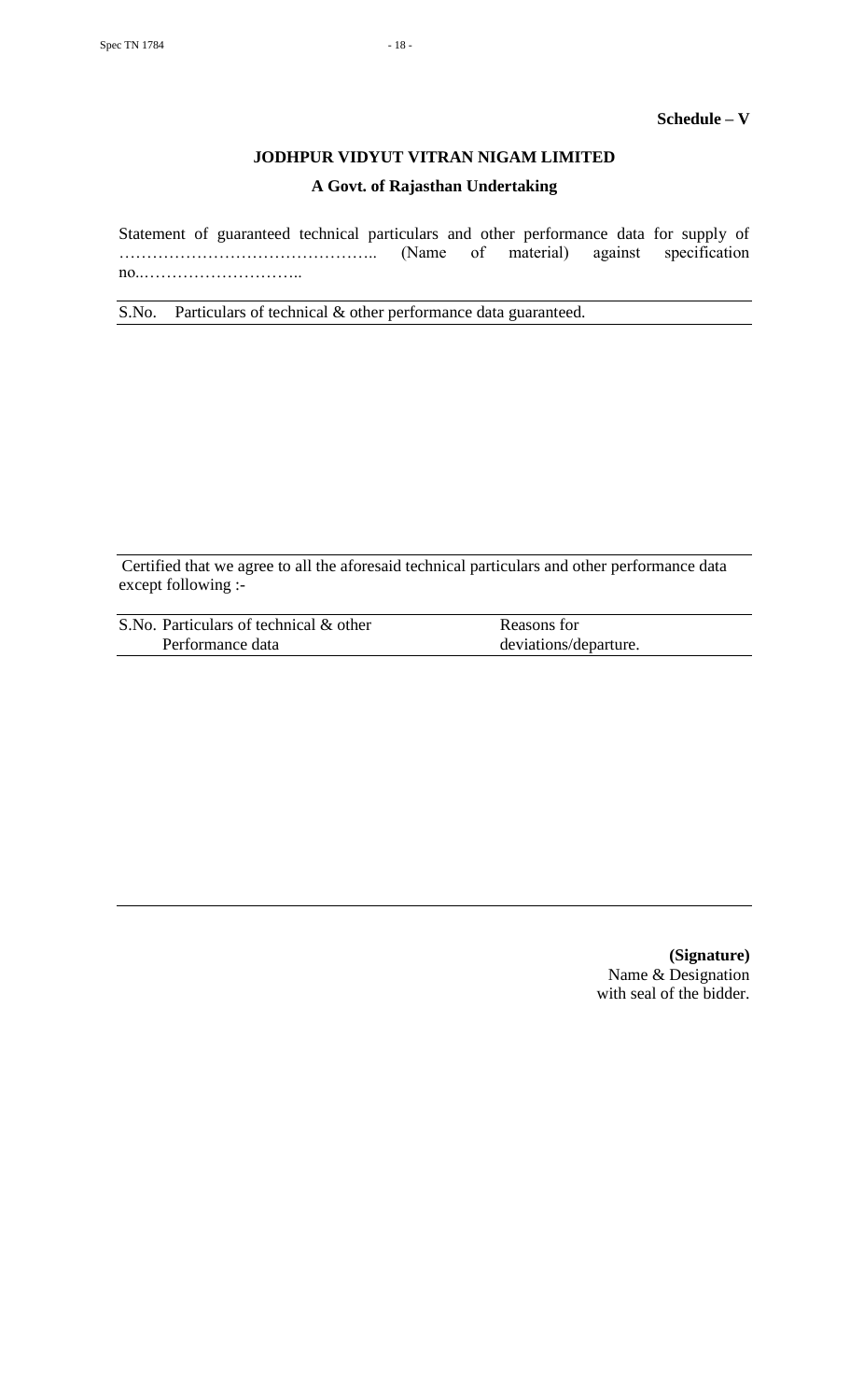**Schedule – V**

**JODHPUR VIDYUT VITRAN NIGAM LIMITED**

**A Govt. of Rajasthan Undertaking**

Statement of guaranteed technical particulars and other performance data for supply of …………………………………….. (Name of material) against specification no..………………………..

| S.No. | Particulars of technical & other performance data guaranteed. |
|---|---|
| | |

Certified that we agree to all the aforesaid technical particulars and other performance data except following :-

| S.No. | Particulars of technical & other Performance data | Reasons for deviations/departure. |
|---|---|---|
| | | |

**(Signature)**
Name & Designation
with seal of the bidder.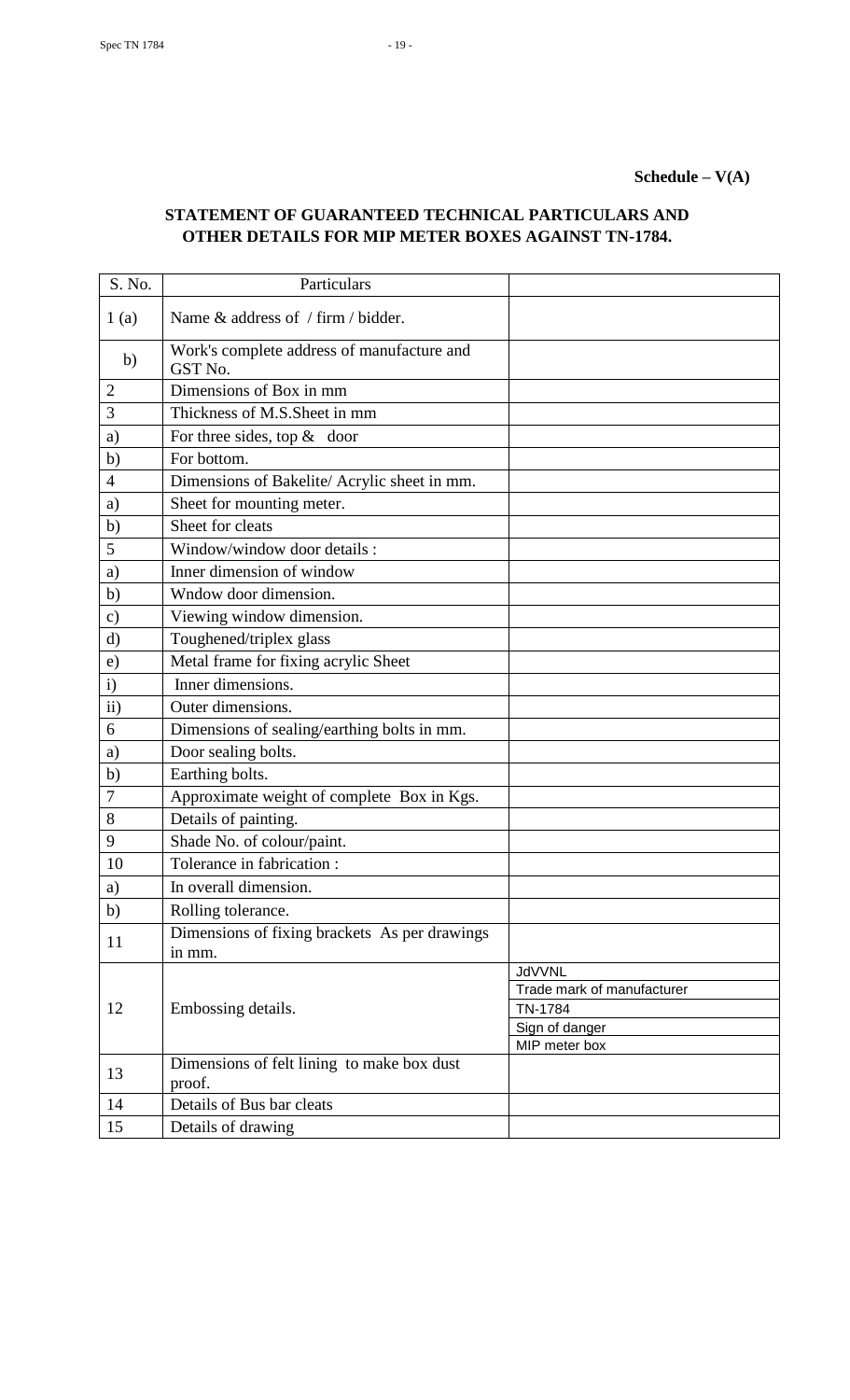**Schedule – V(A)**

## STATEMENT OF GUARANTEED TECHNICAL PARTICULARS AND OTHER DETAILS FOR MIP METER BOXES AGAINST TN-1784.

| S. No. | Particulars | |
|---|---|---|
| 1 (a) | Name & address of / firm / bidder. | |
| b) | Work's complete address of manufacture and GST No. | |
| 2 | Dimensions of Box in mm | |
| 3 | Thickness of M.S.Sheet in mm | |
| a) | For three sides, top & door | |
| b) | For bottom. | |
| 4 | Dimensions of Bakelite/ Acrylic sheet in mm. | |
| a) | Sheet for mounting meter. | |
| b) | Sheet for cleats | |
| 5 | Window/window door details : | |
| a) | Inner dimension of window | |
| b) | Wndow door dimension. | |
| c) | Viewing window dimension. | |
| d) | Toughened/triplex glass | |
| e) | Metal frame for fixing acrylic Sheet | |
| i) | Inner dimensions. | |
| ii) | Outer dimensions. | |
| 6 | Dimensions of sealing/earthing bolts in mm. | |
| a) | Door sealing bolts. | |
| b) | Earthing bolts. | |
| 7 | Approximate weight of complete Box in Kgs. | |
| 8 | Details of painting. | |
| 9 | Shade No. of colour/paint. | |
| 10 | Tolerance in fabrication : | |
| a) | In overall dimension. | |
| b) | Rolling tolerance. | |
| 11 | Dimensions of fixing brackets As per drawings in mm. | |
| 12 | Embossing details. | JdVVNL<br>Trade mark of manufacturer<br>TN-1784<br>Sign of danger<br>MIP meter box |
| 13 | Dimensions of felt lining to make box dust proof. | |
| 14 | Details of Bus bar cleats | |
| 15 | Details of drawing | |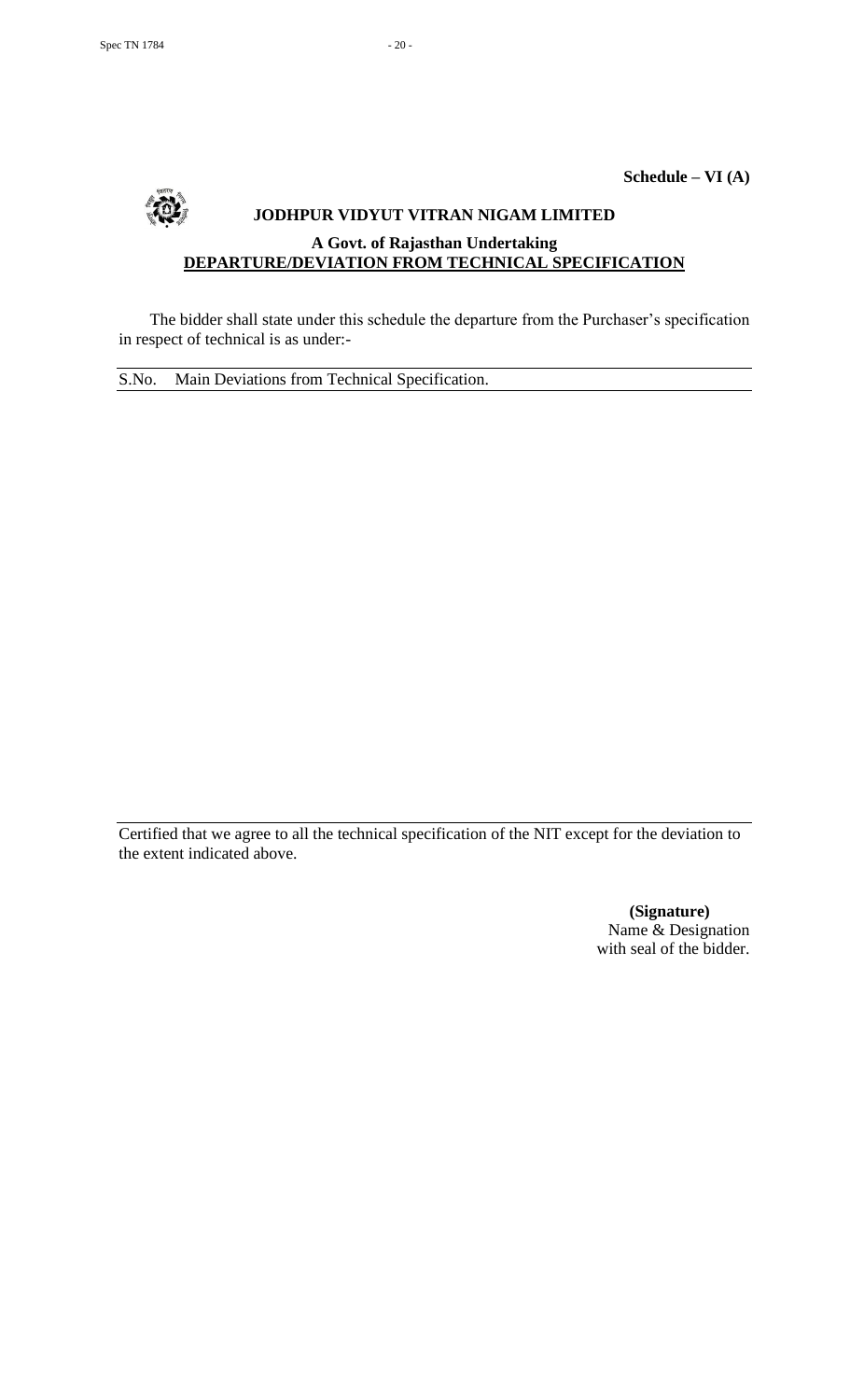**Schedule – VI (A)**

# JODHPUR VIDYUT VITRAN NIGAM LIMITED

## A Govt. of Rajasthan Undertaking

## DEPARTURE/DEVIATION FROM TECHNICAL SPECIFICATION

The bidder shall state under this schedule the departure from the Purchaser's specification in respect of technical is as under:-

| S.No. | Main Deviations from Technical Specification. |
|---|---|
| | |

Certified that we agree to all the technical specification of the NIT except for the deviation to the extent indicated above.

**(Signature)**
Name & Designation
with seal of the bidder.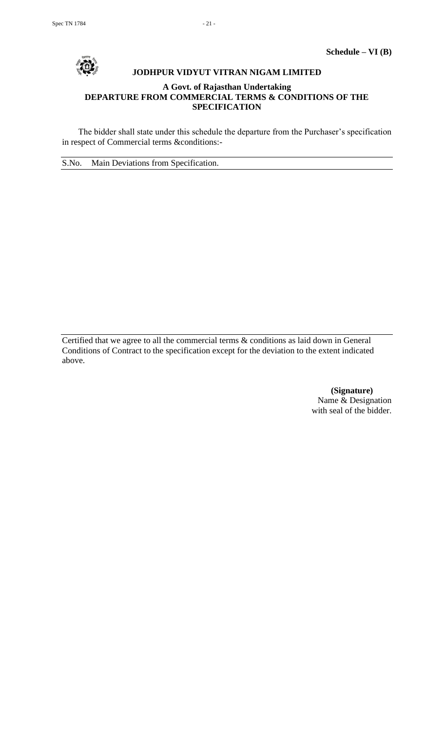**Schedule – VI (B)**

# JODHPUR VIDYUT VITRAN NIGAM LIMITED

## A Govt. of Rajasthan Undertaking
## DEPARTURE FROM COMMERCIAL TERMS & CONDITIONS OF THE SPECIFICATION

The bidder shall state under this schedule the departure from the Purchaser's specification in respect of Commercial terms &conditions:-

| S.No. | Main Deviations from Specification. |
|---|---|
| | |

Certified that we agree to all the commercial terms & conditions as laid down in General Conditions of Contract to the specification except for the deviation to the extent indicated above.

**(Signature)**
Name & Designation
with seal of the bidder.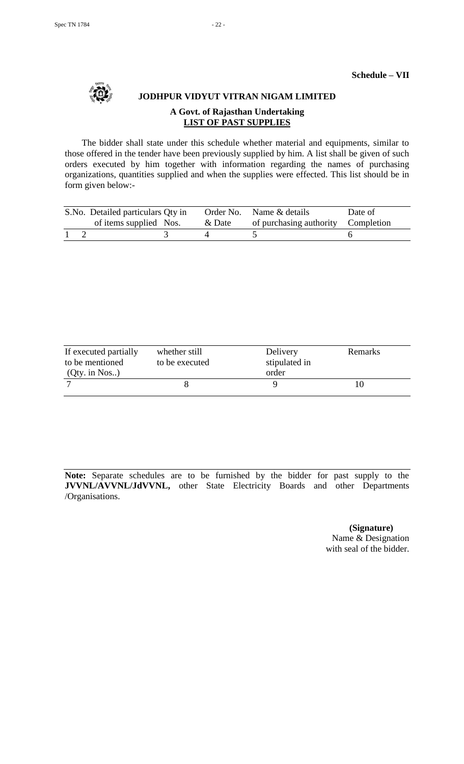**Schedule – VII**

## JODHPUR VIDYUT VITRAN NIGAM LIMITED

### A Govt. of Rajasthan Undertaking

### LIST OF PAST SUPPLIES

The bidder shall state under this schedule whether material and equipments, similar to those offered in the tender have been previously supplied by him. A list shall be given of such orders executed by him together with information regarding the names of purchasing organizations, quantities supplied and when the supplies were effected. This list should be in form given below:-

| S.No. | Detailed particulars of items supplied | Qty in Nos. | Order No. & Date | Name & details of purchasing authority | Date of Completion |
|---|---|---|---|---|---|
| 1 | 2 | 3 | 4 | 5 | 6 |

| If executed partially to be mentioned (Qty. in Nos..) | whether still to be executed | Delivery stipulated in order | Remarks |
|---|---|---|---|
| 7 | 8 | 9 | 10 |

**Note:** Separate schedules are to be furnished by the bidder for past supply to the **JVVNL/AVVNL/JdVVNL,** other State Electricity Boards and other Departments /Organisations.

**(Signature)**
Name & Designation
with seal of the bidder.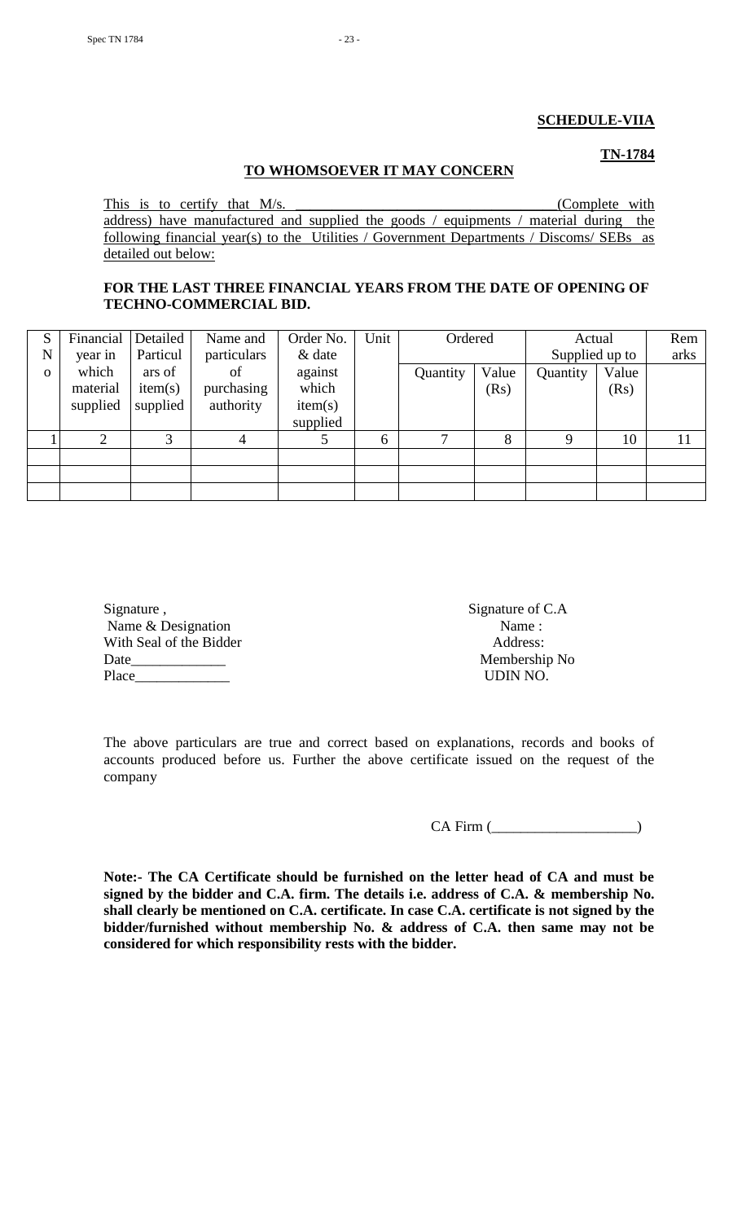**SCHEDULE-VIIA**

**TN-1784**

**TO WHOMSOEVER IT MAY CONCERN**

This is to certify that M/s. ___________________________________(Complete with address) have manufactured and supplied the goods / equipments / material during the following financial year(s) to the Utilities / Government Departments / Discoms/ SEBs as detailed out below:

**FOR THE LAST THREE FINANCIAL YEARS FROM THE DATE OF OPENING OF TECHNO-COMMERCIAL BID.**

| S No | Financial year in which material supplied | Detailed Particulars of item(s) supplied | Name and particulars of purchasing authority | Order No. & date against which item(s) supplied | Unit | Ordered | | Actual Supplied up to | | Remarks |
|---|---|---|---|---|---|---|---|---|---|---|
| | | | | | | Quantity | Value (Rs) | Quantity | Value (Rs) | |
| 1 | 2 | 3 | 4 | 5 | 6 | 7 | 8 | 9 | 10 | 11 |
| | | | | | | | | | | |
| | | | | | | | | | | |
| | | | | | | | | | | |

Signature ,
Name & Designation
With Seal of the Bidder
Date_____________
Place_____________

Signature of C.A
Name :
Address:
Membership No
UDIN NO.

The above particulars are true and correct based on explanations, records and books of accounts produced before us. Further the above certificate issued on the request of the company

CA Firm (___________________)

**Note:- The CA Certificate should be furnished on the letter head of CA and must be signed by the bidder and C.A. firm. The details i.e. address of C.A. & membership No. shall clearly be mentioned on C.A. certificate. In case C.A. certificate is not signed by the bidder/furnished without membership No. & address of C.A. then same may not be considered for which responsibility rests with the bidder.**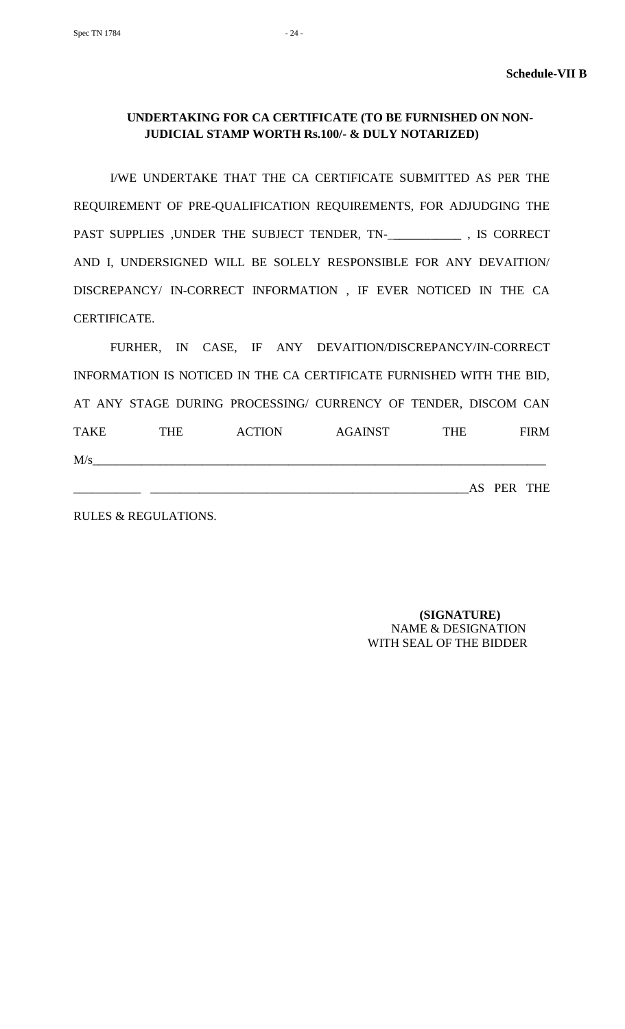**Schedule-VII B**

**UNDERTAKING FOR CA CERTIFICATE (TO BE FURNISHED ON NON-JUDICIAL STAMP WORTH Rs.100/- & DULY NOTARIZED)**

I/WE UNDERTAKE THAT THE CA CERTIFICATE SUBMITTED AS PER THE REQUIREMENT OF PRE-QUALIFICATION REQUIREMENTS, FOR ADJUDGING THE PAST SUPPLIES ,UNDER THE SUBJECT TENDER, TN-____________ , IS CORRECT AND I, UNDERSIGNED WILL BE SOLELY RESPONSIBLE FOR ANY DEVAITION/ DISCREPANCY/ IN-CORRECT INFORMATION , IF EVER NOTICED IN THE CA CERTIFICATE.

FURHER, IN CASE, IF ANY DEVAITION/DISCREPANCY/IN-CORRECT INFORMATION IS NOTICED IN THE CA CERTIFICATE FURNISHED WITH THE BID, AT ANY STAGE DURING PROCESSING/ CURRENCY OF TENDER, DISCOM CAN TAKE THE ACTION AGAINST THE FIRM M/s_____________________________________________________________________________ ___________ _____________________________________________________AS PER THE RULES & REGULATIONS.

**(SIGNATURE)**
NAME & DESIGNATION
WITH SEAL OF THE BIDDER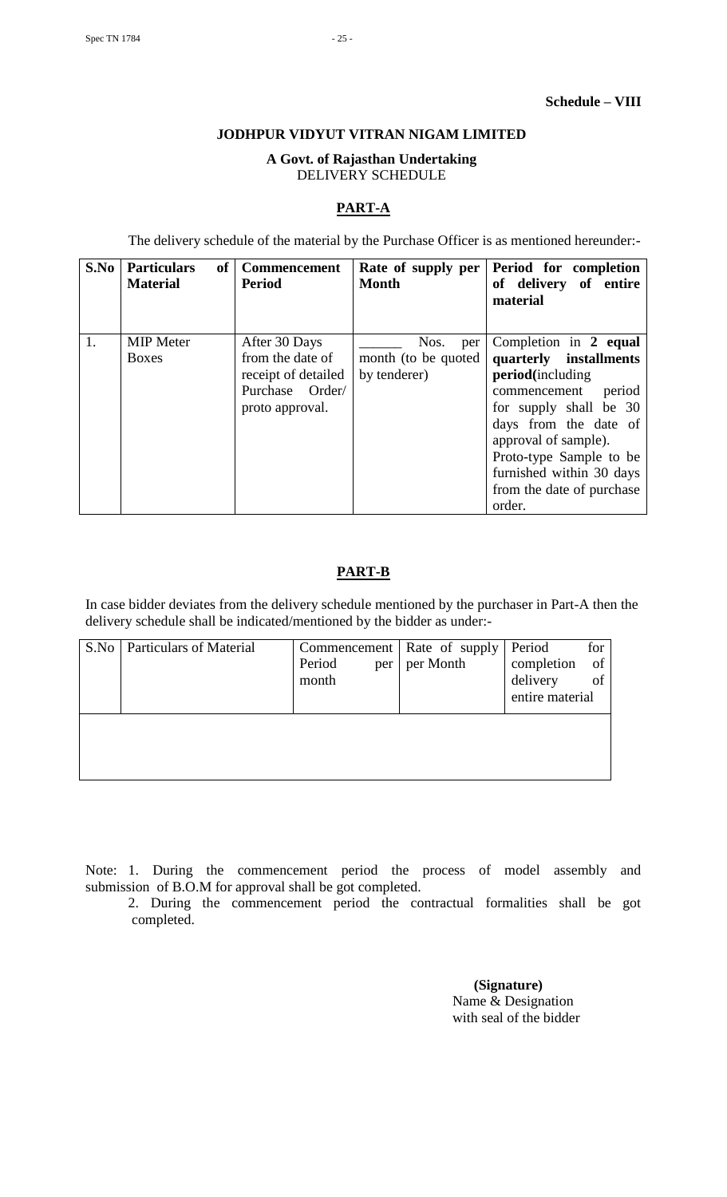**Schedule – VIII**

**JODHPUR VIDYUT VITRAN NIGAM LIMITED**

**A Govt. of Rajasthan Undertaking**

DELIVERY SCHEDULE

## PART-A

The delivery schedule of the material by the Purchase Officer is as mentioned hereunder:-

| **S.No** | **Particulars of Material** | **Commencement Period** | **Rate of supply per Month** | **Period for completion of delivery of entire material** |
|---|---|---|---|---|
| 1. | MIP Meter Boxes | After 30 Days from the date of receipt of detailed Purchase Order/ proto approval. | ______ Nos. per month (to be quoted by tenderer) | Completion in **2 equal quarterly installments period**(including commencement period for supply shall be 30 days from the date of approval of sample). Proto-type Sample to be furnished within 30 days from the date of purchase order. |

## PART-B

In case bidder deviates from the delivery schedule mentioned by the purchaser in Part-A then the delivery schedule shall be indicated/mentioned by the bidder as under:-

| S.No | Particulars of Material | Commencement Period per month | Rate of supply per Month | Period for completion of delivery of entire material |
|---|---|---|---|---|
| | | | | |

Note: 1. During the commencement period the process of model assembly and submission of B.O.M for approval shall be got completed.

2. During the commencement period the contractual formalities shall be got completed.

**(Signature)**
Name & Designation
with seal of the bidder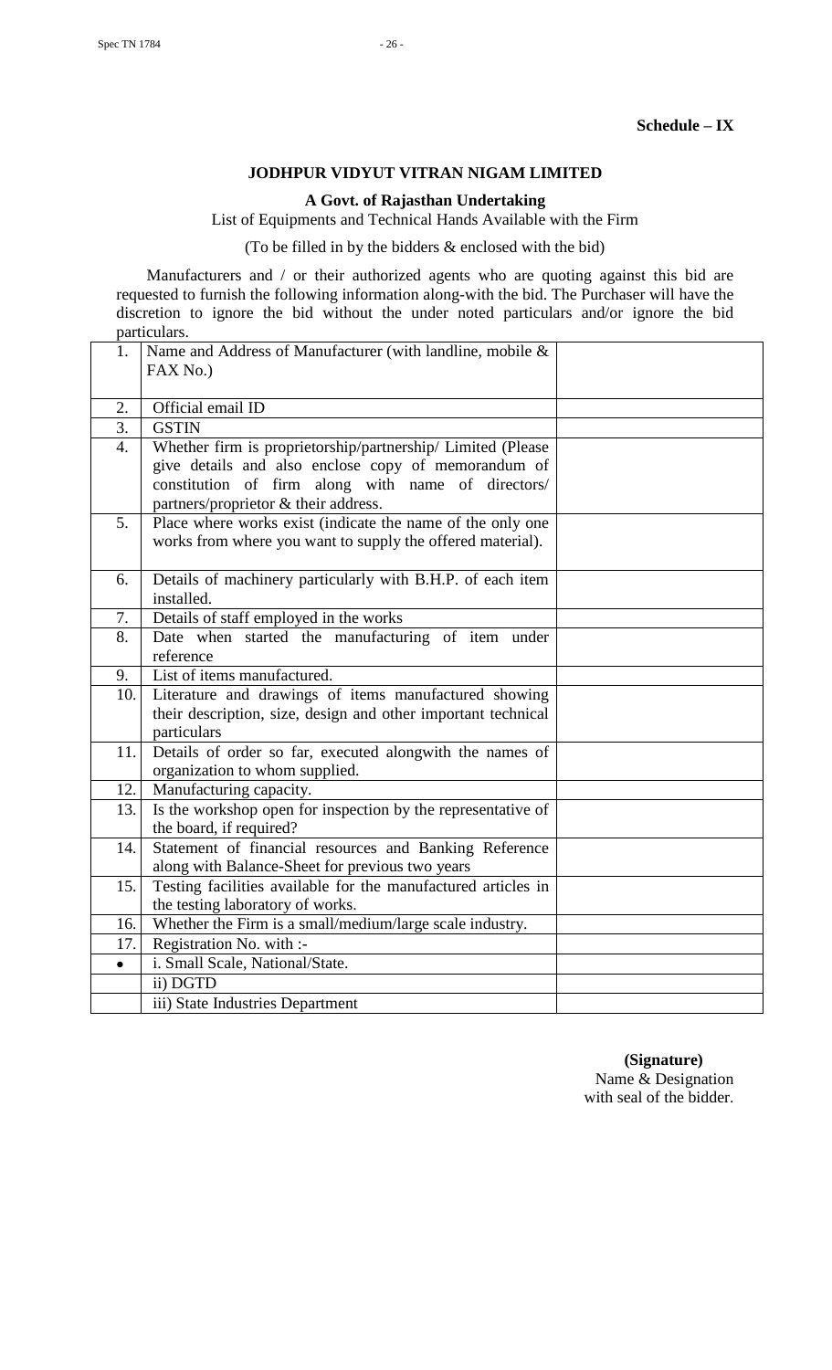**Schedule – IX**

## JODHPUR VIDYUT VITRAN NIGAM LIMITED

### A Govt. of Rajasthan Undertaking

List of Equipments and Technical Hands Available with the Firm

(To be filled in by the bidders & enclosed with the bid)

Manufacturers and / or their authorized agents who are quoting against this bid are requested to furnish the following information along-with the bid. The Purchaser will have the discretion to ignore the bid without the under noted particulars and/or ignore the bid particulars.

| | | |
|---|---|---|
| 1. | Name and Address of Manufacturer (with landline, mobile & FAX No.) | |
| 2. | Official email ID | |
| 3. | GSTIN | |
| 4. | Whether firm is proprietorship/partnership/ Limited (Please give details and also enclose copy of memorandum of constitution of firm along with name of directors/ partners/proprietor & their address. | |
| 5. | Place where works exist (indicate the name of the only one works from where you want to supply the offered material). | |
| 6. | Details of machinery particularly with B.H.P. of each item installed. | |
| 7. | Details of staff employed in the works | |
| 8. | Date when started the manufacturing of item under reference | |
| 9. | List of items manufactured. | |
| 10. | Literature and drawings of items manufactured showing their description, size, design and other important technical particulars | |
| 11. | Details of order so far, executed alongwith the names of organization to whom supplied. | |
| 12. | Manufacturing capacity. | |
| 13. | Is the workshop open for inspection by the representative of the board, if required? | |
| 14. | Statement of financial resources and Banking Reference along with Balance-Sheet for previous two years | |
| 15. | Testing facilities available for the manufactured articles in the testing laboratory of works. | |
| 16. | Whether the Firm is a small/medium/large scale industry. | |
| 17. | Registration No. with :- | |
| • | i. Small Scale, National/State. | |
| | ii) DGTD | |
| | iii) State Industries Department | |

**(Signature)**
Name & Designation
with seal of the bidder.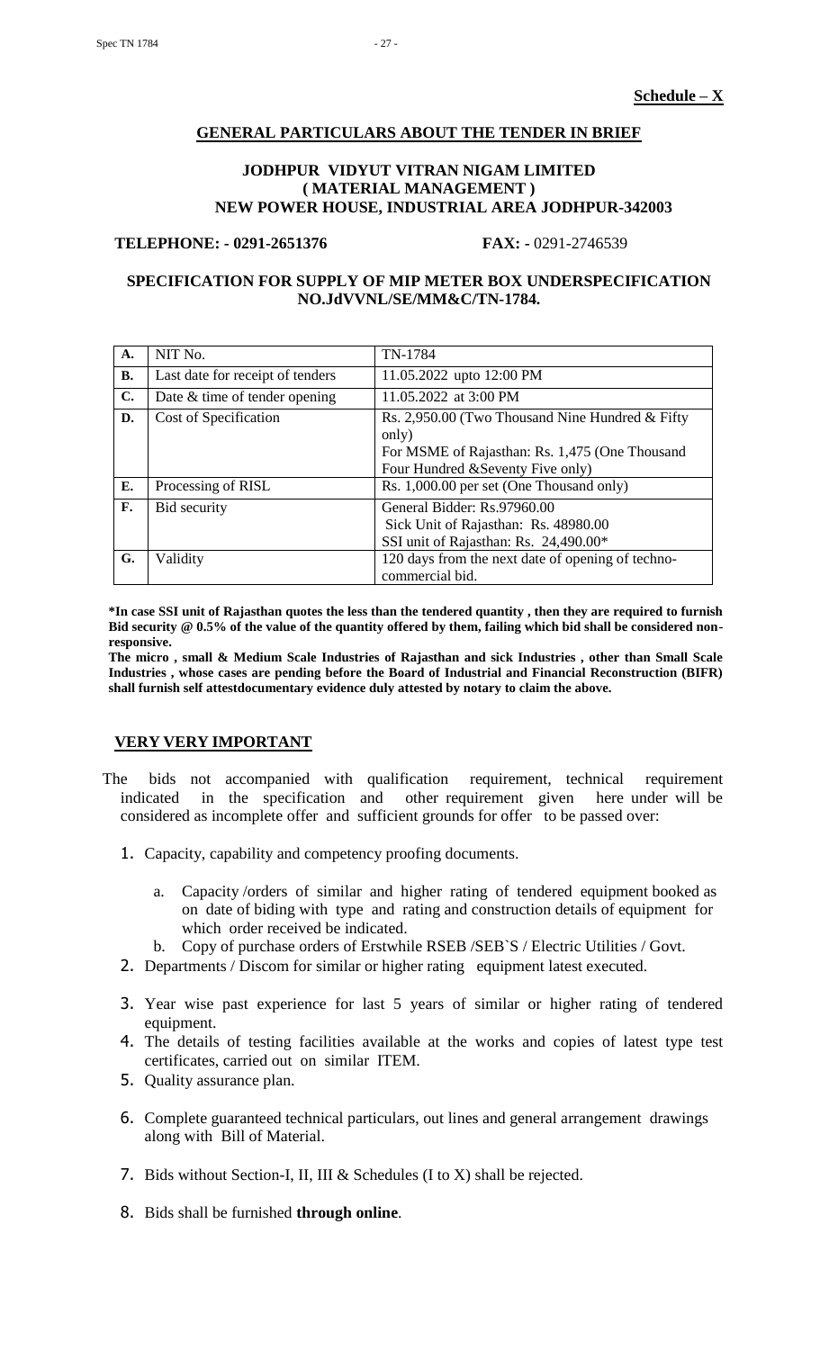**Schedule – X**

## GENERAL PARTICULARS ABOUT THE TENDER IN BRIEF

### JODHPUR VIDYUT VITRAN NIGAM LIMITED
### ( MATERIAL MANAGEMENT )
### NEW POWER HOUSE, INDUSTRIAL AREA JODHPUR-342003

**TELEPHONE: - 0291-2651376** **FAX: -** 0291-2746539

### SPECIFICATION FOR SUPPLY OF MIP METER BOX UNDERSPECIFICATION NO.JdVVNL/SE/MM&C/TN-1784.

| | | |
|---|---|---|
| **A.** | NIT No. | TN-1784 |
| **B.** | Last date for receipt of tenders | 11.05.2022 upto 12:00 PM |
| **C.** | Date & time of tender opening | 11.05.2022 at 3:00 PM |
| **D.** | Cost of Specification | Rs. 2,950.00 (Two Thousand Nine Hundred & Fifty only)<br>For MSME of Rajasthan: Rs. 1,475 (One Thousand Four Hundred &Seventy Five only) |
| **E.** | Processing of RISL | Rs. 1,000.00 per set (One Thousand only) |
| **F.** | Bid security | General Bidder: Rs.97960.00<br>Sick Unit of Rajasthan: Rs. 48980.00<br>SSI unit of Rajasthan: Rs. 24,490.00* |
| **G.** | Validity | 120 days from the next date of opening of techno-commercial bid. |

**\*In case SSI unit of Rajasthan quotes the less than the tendered quantity , then they are required to furnish Bid security @ 0.5% of the value of the quantity offered by them, failing which bid shall be considered non-responsive.**

**The micro , small & Medium Scale Industries of Rajasthan and sick Industries , other than Small Scale Industries , whose cases are pending before the Board of Industrial and Financial Reconstruction (BIFR) shall furnish self attestdocumentary evidence duly attested by notary to claim the above.**

## VERY VERY IMPORTANT

The bids not accompanied with qualification requirement, technical requirement indicated in the specification and other requirement given here under will be considered as incomplete offer and sufficient grounds for offer to be passed over:

1. Capacity, capability and competency proofing documents.
   a. Capacity /orders of similar and higher rating of tendered equipment booked as on date of biding with type and rating and construction details of equipment for which order received be indicated.
   b. Copy of purchase orders of Erstwhile RSEB /SEB`S / Electric Utilities / Govt.
2. Departments / Discom for similar or higher rating equipment latest executed.
3. Year wise past experience for last 5 years of similar or higher rating of tendered equipment.
4. The details of testing facilities available at the works and copies of latest type test certificates, carried out on similar ITEM.
5. Quality assurance plan.
6. Complete guaranteed technical particulars, out lines and general arrangement drawings along with Bill of Material.
7. Bids without Section-I, II, III & Schedules (I to X) shall be rejected.
8. Bids shall be furnished **through online**.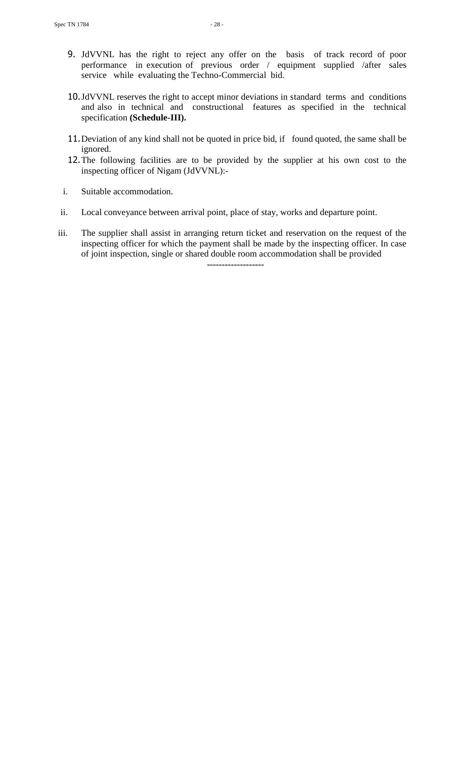9. JdVVNL has the right to reject any offer on the basis of track record of poor performance in execution of previous order / equipment supplied /after sales service while evaluating the Techno-Commercial bid.

10. JdVVNL reserves the right to accept minor deviations in standard terms and conditions and also in technical and constructional features as specified in the technical specification **(Schedule-III).**

11. Deviation of any kind shall not be quoted in price bid, if found quoted, the same shall be ignored.

12. The following facilities are to be provided by the supplier at his own cost to the inspecting officer of Nigam (JdVVNL):-

    i. Suitable accommodation.

    ii. Local conveyance between arrival point, place of stay, works and departure point.

    iii. The supplier shall assist in arranging return ticket and reservation on the request of the inspecting officer for which the payment shall be made by the inspecting officer. In case of joint inspection, single or shared double room accommodation shall be provided

-------------------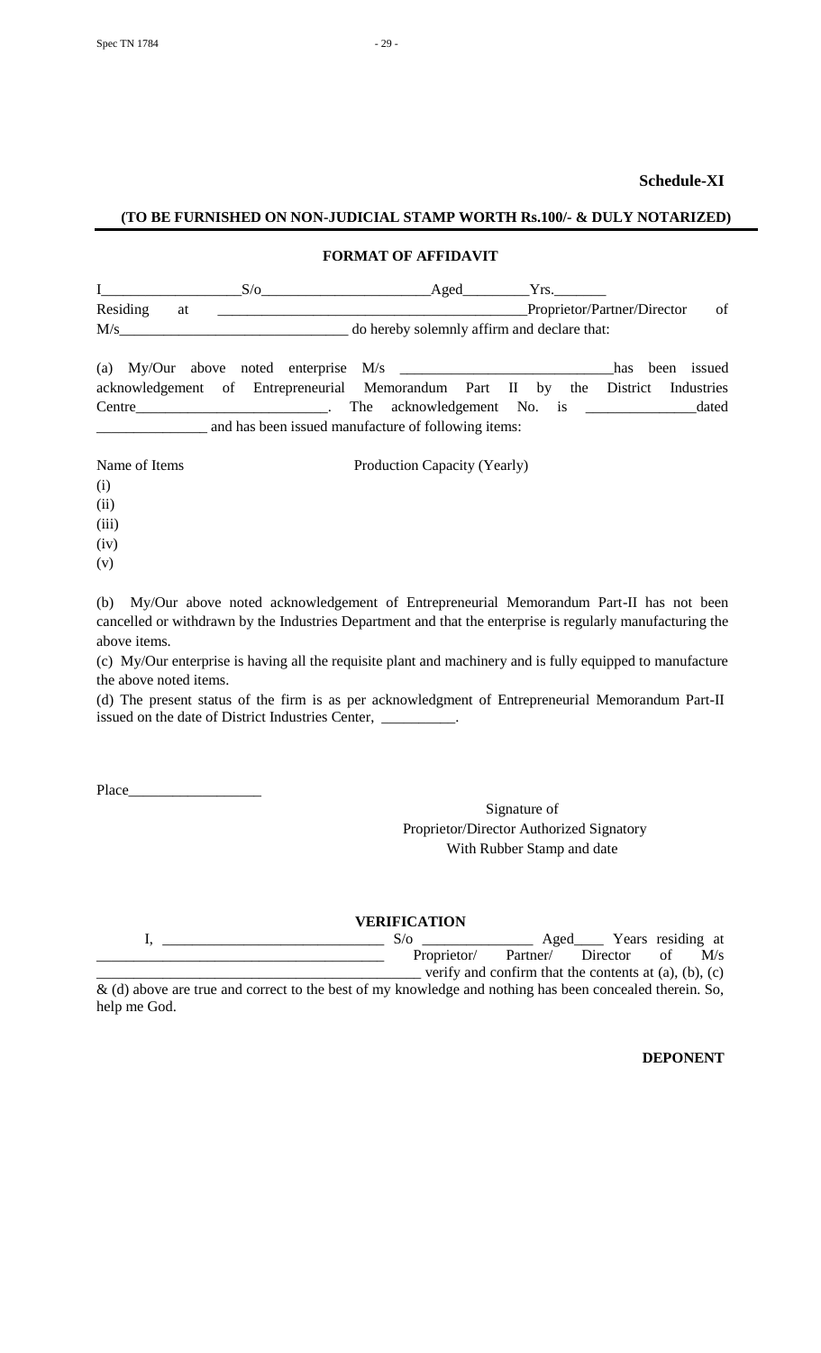**Schedule-XI**

**(TO BE FURNISHED ON NON-JUDICIAL STAMP WORTH Rs.100/- & DULY NOTARIZED)**

**FORMAT OF AFFIDAVIT**

I__________________S/o______________________Aged_________Yrs._______
Residing at ________________________________________Proprietor/Partner/Director of M/s______________________________ do hereby solemnly affirm and declare that:

(a) My/Our above noted enterprise M/s ____________________________has been issued acknowledgement of Entrepreneurial Memorandum Part II by the District Industries Centre__________________________. The acknowledgement No. is ______________dated ______________ and has been issued manufacture of following items:

Name of Items                                          Production Capacity (Yearly)

(i)
(ii)
(iii)
(iv)
(v)

(b) My/Our above noted acknowledgement of Entrepreneurial Memorandum Part-II has not been cancelled or withdrawn by the Industries Department and that the enterprise is regularly manufacturing the above items.

(c) My/Our enterprise is having all the requisite plant and machinery and is fully equipped to manufacture the above noted items.

(d) The present status of the firm is as per acknowledgment of Entrepreneurial Memorandum Part-II issued on the date of District Industries Center, __________.

Place_________________

Signature of
Proprietor/Director Authorized Signatory
With Rubber Stamp and date

**VERIFICATION**

I, _____________________________ S/o ______________ Aged____ Years residing at _____________________________________ Proprietor/ Partner/ Director of M/s ____________________________________________ verify and confirm that the contents at (a), (b), (c) & (d) above are true and correct to the best of my knowledge and nothing has been concealed therein. So, help me God.

**DEPONENT**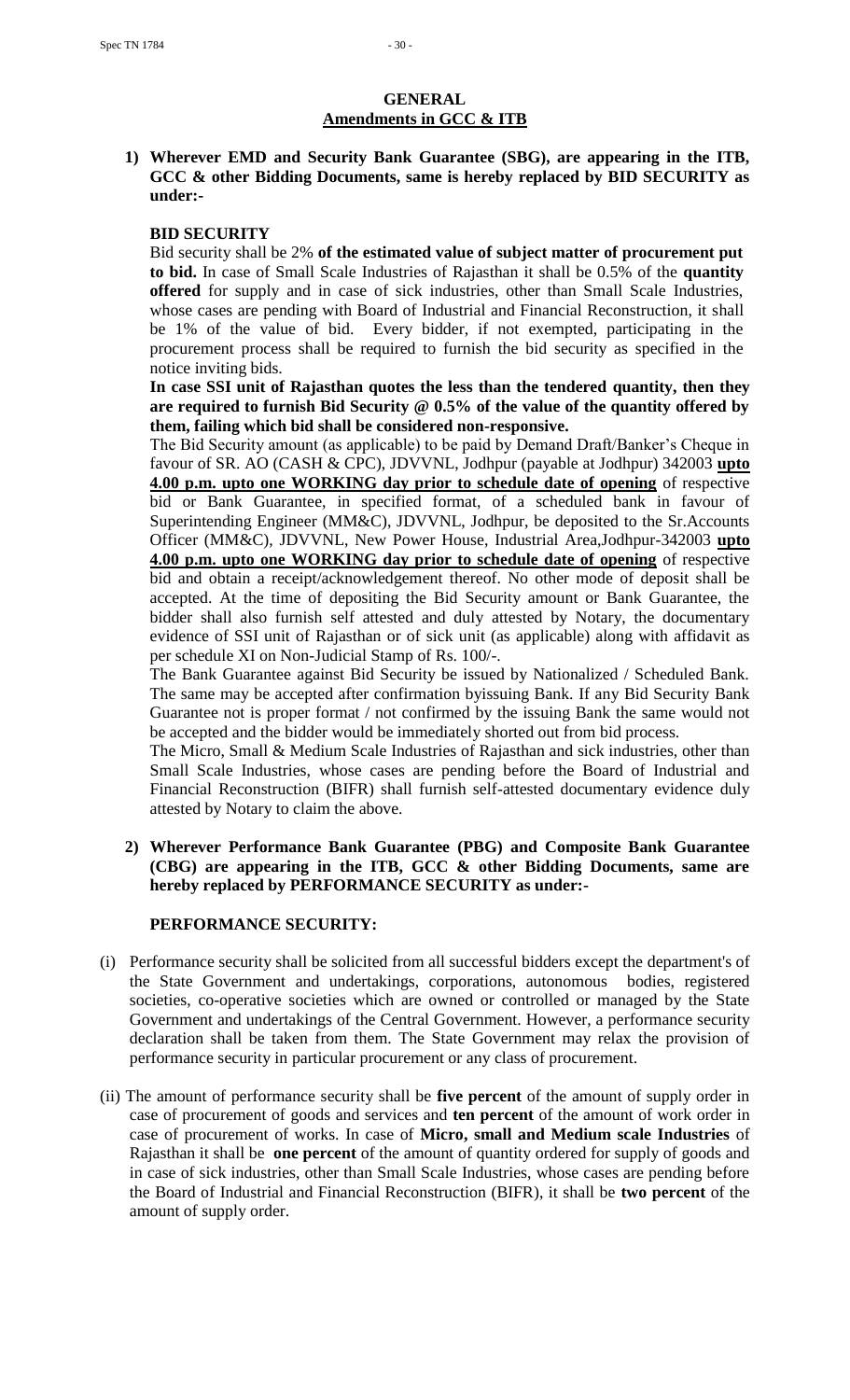## GENERAL

## Amendments in GCC & ITB

**1) Wherever EMD and Security Bank Guarantee (SBG), are appearing in the ITB, GCC & other Bidding Documents, same is hereby replaced by BID SECURITY as under:-**

**BID SECURITY**

Bid security shall be 2% **of the estimated value of subject matter of procurement put to bid.** In case of Small Scale Industries of Rajasthan it shall be 0.5% of the **quantity offered** for supply and in case of sick industries, other than Small Scale Industries, whose cases are pending with Board of Industrial and Financial Reconstruction, it shall be 1% of the value of bid. Every bidder, if not exempted, participating in the procurement process shall be required to furnish the bid security as specified in the notice inviting bids.

**In case SSI unit of Rajasthan quotes the less than the tendered quantity, then they are required to furnish Bid Security @ 0.5% of the value of the quantity offered by them, failing which bid shall be considered non-responsive.**

The Bid Security amount (as applicable) to be paid by Demand Draft/Banker's Cheque in favour of SR. AO (CASH & CPC), JDVVNL, Jodhpur (payable at Jodhpur) 342003 **upto 4.00 p.m. upto one WORKING day prior to schedule date of opening** of respective bid or Bank Guarantee, in specified format, of a scheduled bank in favour of Superintending Engineer (MM&C), JDVVNL, Jodhpur, be deposited to the Sr.Accounts Officer (MM&C), JDVVNL, New Power House, Industrial Area,Jodhpur-342003 **upto 4.00 p.m. upto one WORKING day prior to schedule date of opening** of respective bid and obtain a receipt/acknowledgement thereof. No other mode of deposit shall be accepted. At the time of depositing the Bid Security amount or Bank Guarantee, the bidder shall also furnish self attested and duly attested by Notary, the documentary evidence of SSI unit of Rajasthan or of sick unit (as applicable) along with affidavit as per schedule XI on Non-Judicial Stamp of Rs. 100/-.

The Bank Guarantee against Bid Security be issued by Nationalized / Scheduled Bank. The same may be accepted after confirmation byissuing Bank. If any Bid Security Bank Guarantee not is proper format / not confirmed by the issuing Bank the same would not be accepted and the bidder would be immediately shorted out from bid process.

The Micro, Small & Medium Scale Industries of Rajasthan and sick industries, other than Small Scale Industries, whose cases are pending before the Board of Industrial and Financial Reconstruction (BIFR) shall furnish self-attested documentary evidence duly attested by Notary to claim the above.

**2) Wherever Performance Bank Guarantee (PBG) and Composite Bank Guarantee (CBG) are appearing in the ITB, GCC & other Bidding Documents, same are hereby replaced by PERFORMANCE SECURITY as under:-**

**PERFORMANCE SECURITY:**

(i) Performance security shall be solicited from all successful bidders except the department's of the State Government and undertakings, corporations, autonomous bodies, registered societies, co-operative societies which are owned or controlled or managed by the State Government and undertakings of the Central Government. However, a performance security declaration shall be taken from them. The State Government may relax the provision of performance security in particular procurement or any class of procurement.

(ii) The amount of performance security shall be **five percent** of the amount of supply order in case of procurement of goods and services and **ten percent** of the amount of work order in case of procurement of works. In case of **Micro, small and Medium scale Industries** of Rajasthan it shall be **one percent** of the amount of quantity ordered for supply of goods and in case of sick industries, other than Small Scale Industries, whose cases are pending before the Board of Industrial and Financial Reconstruction (BIFR), it shall be **two percent** of the amount of supply order.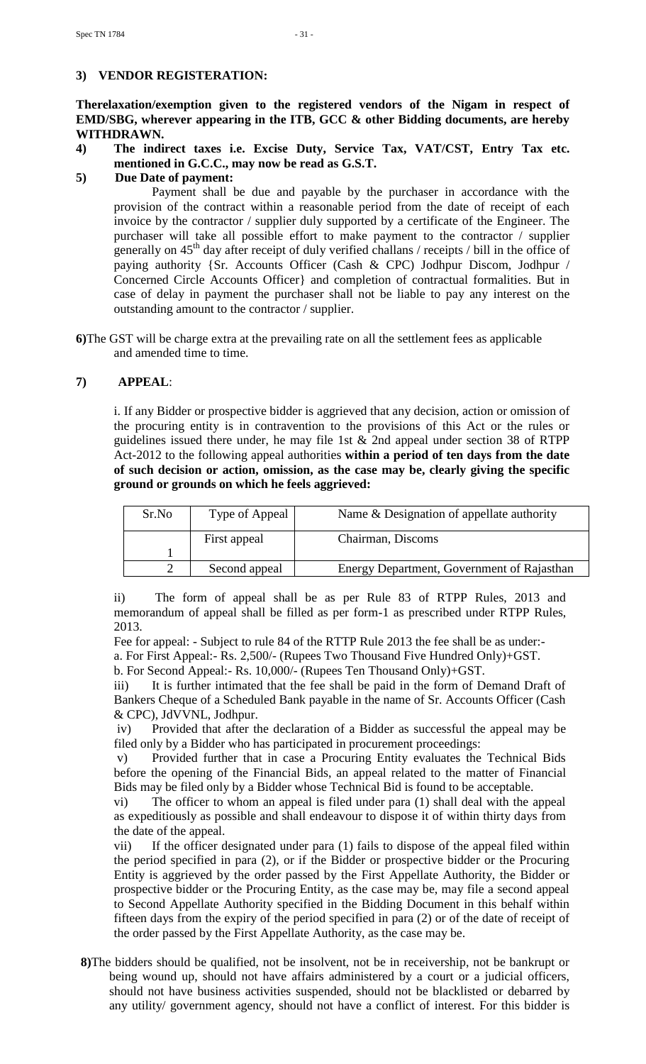**3) VENDOR REGISTERATION:**

**Therelaxation/exemption given to the registered vendors of the Nigam in respect of EMD/SBG, wherever appearing in the ITB, GCC & other Bidding documents, are hereby WITHDRAWN.**

**4) The indirect taxes i.e. Excise Duty, Service Tax, VAT/CST, Entry Tax etc. mentioned in G.C.C., may now be read as G.S.T.**

**5) Due Date of payment:**

Payment shall be due and payable by the purchaser in accordance with the provision of the contract within a reasonable period from the date of receipt of each invoice by the contractor / supplier duly supported by a certificate of the Engineer. The purchaser will take all possible effort to make payment to the contractor / supplier generally on 45th day after receipt of duly verified challans / receipts / bill in the office of paying authority {Sr. Accounts Officer (Cash & CPC) Jodhpur Discom, Jodhpur / Concerned Circle Accounts Officer} and completion of contractual formalities. But in case of delay in payment the purchaser shall not be liable to pay any interest on the outstanding amount to the contractor / supplier.

**6)**The GST will be charge extra at the prevailing rate on all the settlement fees as applicable and amended time to time.

**7) APPEAL**:

i. If any Bidder or prospective bidder is aggrieved that any decision, action or omission of the procuring entity is in contravention to the provisions of this Act or the rules or guidelines issued there under, he may file 1st & 2nd appeal under section 38 of RTPP Act-2012 to the following appeal authorities **within a period of ten days from the date of such decision or action, omission, as the case may be, clearly giving the specific ground or grounds on which he feels aggrieved:**

| Sr.No | Type of Appeal | Name & Designation of appellate authority |
|---|---|---|
| 1 | First appeal | Chairman, Discoms |
| 2 | Second appeal | Energy Department, Government of Rajasthan |

ii) The form of appeal shall be as per Rule 83 of RTPP Rules, 2013 and memorandum of appeal shall be filled as per form-1 as prescribed under RTPP Rules, 2013.

Fee for appeal: - Subject to rule 84 of the RTTP Rule 2013 the fee shall be as under:-

a. For First Appeal:- Rs. 2,500/- (Rupees Two Thousand Five Hundred Only)+GST.

b. For Second Appeal:- Rs. 10,000/- (Rupees Ten Thousand Only)+GST.

iii) It is further intimated that the fee shall be paid in the form of Demand Draft of Bankers Cheque of a Scheduled Bank payable in the name of Sr. Accounts Officer (Cash & CPC), JdVVNL, Jodhpur.

iv) Provided that after the declaration of a Bidder as successful the appeal may be filed only by a Bidder who has participated in procurement proceedings:

v) Provided further that in case a Procuring Entity evaluates the Technical Bids before the opening of the Financial Bids, an appeal related to the matter of Financial Bids may be filed only by a Bidder whose Technical Bid is found to be acceptable.

vi) The officer to whom an appeal is filed under para (1) shall deal with the appeal as expeditiously as possible and shall endeavour to dispose it of within thirty days from the date of the appeal.

vii) If the officer designated under para (1) fails to dispose of the appeal filed within the period specified in para (2), or if the Bidder or prospective bidder or the Procuring Entity is aggrieved by the order passed by the First Appellate Authority, the Bidder or prospective bidder or the Procuring Entity, as the case may be, may file a second appeal to Second Appellate Authority specified in the Bidding Document in this behalf within fifteen days from the expiry of the period specified in para (2) or of the date of receipt of the order passed by the First Appellate Authority, as the case may be.

**8)**The bidders should be qualified, not be insolvent, not be in receivership, not be bankrupt or being wound up, should not have affairs administered by a court or a judicial officers, should not have business activities suspended, should not be blacklisted or debarred by any utility/ government agency, should not have a conflict of interest. For this bidder is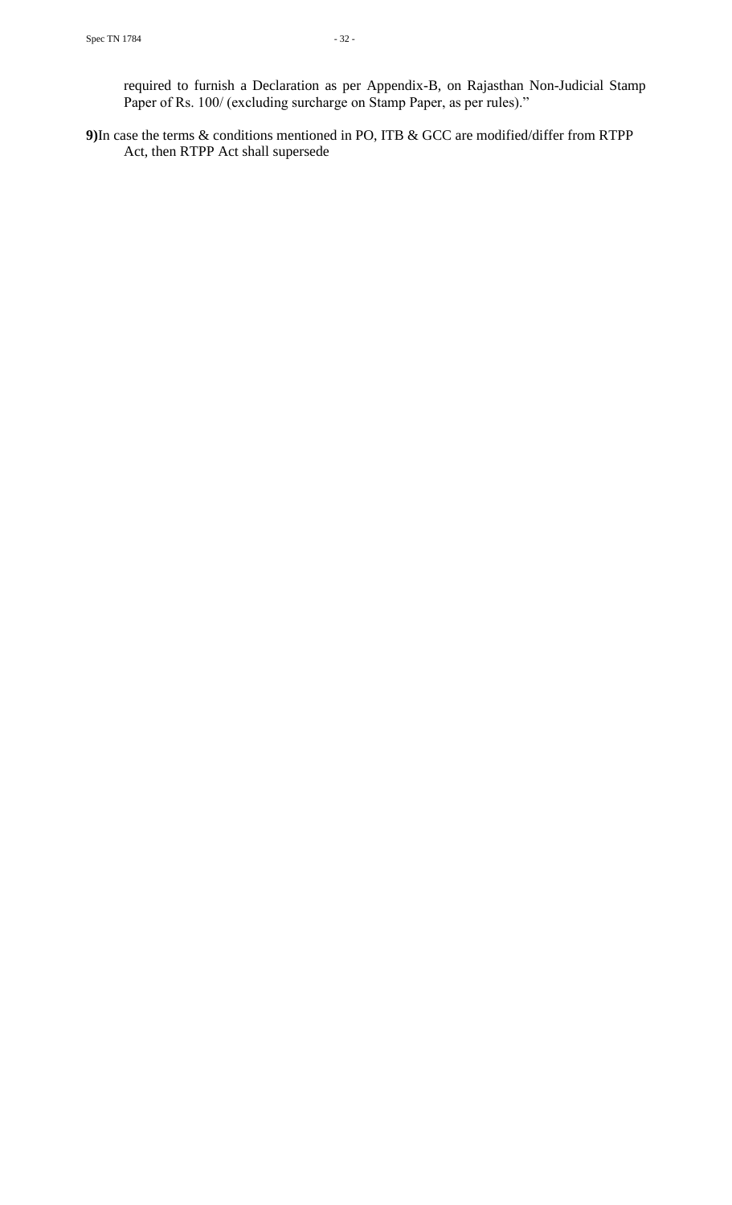required to furnish a Declaration as per Appendix-B, on Rajasthan Non-Judicial Stamp Paper of Rs. 100/ (excluding surcharge on Stamp Paper, as per rules)."

**9)** In case the terms & conditions mentioned in PO, ITB & GCC are modified/differ from RTPP Act, then RTPP Act shall supersede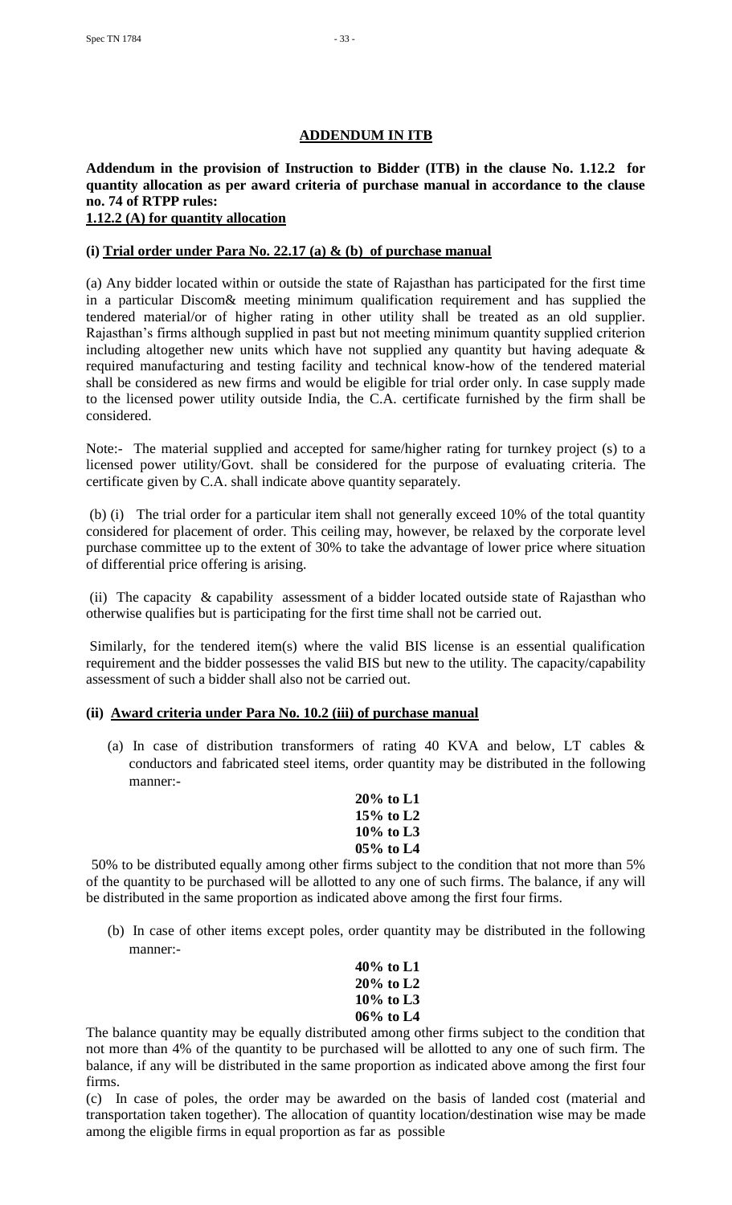## ADDENDUM IN ITB

**Addendum in the provision of Instruction to Bidder (ITB) in the clause No. 1.12.2 for quantity allocation as per award criteria of purchase manual in accordance to the clause no. 74 of RTPP rules:**

**1.12.2 (A) for quantity allocation**

### (i) Trial order under Para No. 22.17 (a) & (b) of purchase manual

(a) Any bidder located within or outside the state of Rajasthan has participated for the first time in a particular Discom& meeting minimum qualification requirement and has supplied the tendered material/or of higher rating in other utility shall be treated as an old supplier. Rajasthan's firms although supplied in past but not meeting minimum quantity supplied criterion including altogether new units which have not supplied any quantity but having adequate & required manufacturing and testing facility and technical know-how of the tendered material shall be considered as new firms and would be eligible for trial order only. In case supply made to the licensed power utility outside India, the C.A. certificate furnished by the firm shall be considered.

Note:- The material supplied and accepted for same/higher rating for turnkey project (s) to a licensed power utility/Govt. shall be considered for the purpose of evaluating criteria. The certificate given by C.A. shall indicate above quantity separately.

(b) (i) The trial order for a particular item shall not generally exceed 10% of the total quantity considered for placement of order. This ceiling may, however, be relaxed by the corporate level purchase committee up to the extent of 30% to take the advantage of lower price where situation of differential price offering is arising.

(ii) The capacity & capability assessment of a bidder located outside state of Rajasthan who otherwise qualifies but is participating for the first time shall not be carried out.

Similarly, for the tendered item(s) where the valid BIS license is an essential qualification requirement and the bidder possesses the valid BIS but new to the utility. The capacity/capability assessment of such a bidder shall also not be carried out.

### (ii) Award criteria under Para No. 10.2 (iii) of purchase manual

(a) In case of distribution transformers of rating 40 KVA and below, LT cables & conductors and fabricated steel items, order quantity may be distributed in the following manner:-

**20% to L1**
**15% to L2**
**10% to L3**
**05% to L4**

50% to be distributed equally among other firms subject to the condition that not more than 5% of the quantity to be purchased will be allotted to any one of such firms. The balance, if any will be distributed in the same proportion as indicated above among the first four firms.

(b) In case of other items except poles, order quantity may be distributed in the following manner:-

**40% to L1**
**20% to L2**
**10% to L3**
**06% to L4**

The balance quantity may be equally distributed among other firms subject to the condition that not more than 4% of the quantity to be purchased will be allotted to any one of such firm. The balance, if any will be distributed in the same proportion as indicated above among the first four firms.

(c) In case of poles, the order may be awarded on the basis of landed cost (material and transportation taken together). The allocation of quantity location/destination wise may be made among the eligible firms in equal proportion as far as possible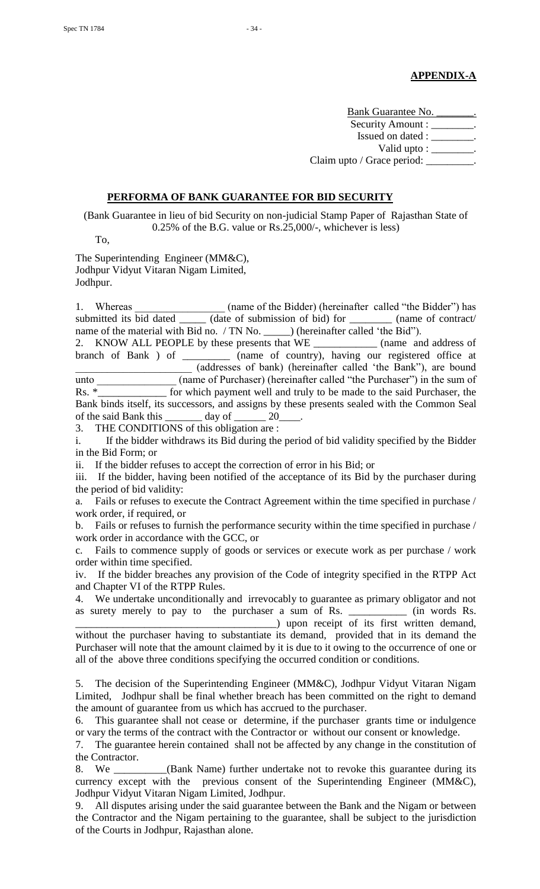**APPENDIX-A**

Bank Guarantee No. _______.
Security Amount : ________.
Issued on dated : ________.
Valid upto : ________.
Claim upto / Grace period: _________.

**PERFORMA OF BANK GUARANTEE FOR BID SECURITY**

(Bank Guarantee in lieu of bid Security on non-judicial Stamp Paper of Rajasthan State of 0.25% of the B.G. value or Rs.25,000/-, whichever is less)

To,

The Superintending Engineer (MM&C),
Jodhpur Vidyut Vitaran Nigam Limited,
Jodhpur.

1. Whereas _________________ (name of the Bidder) (hereinafter called "the Bidder") has submitted its bid dated _____ (date of submission of bid) for ________ (name of contract/ name of the material with Bid no. / TN No. _____) (hereinafter called 'the Bid").

2. KNOW ALL PEOPLE by these presents that WE ____________ (name and address of branch of Bank ) of _________ (name of country), having our registered office at ______________________ (addresses of bank) (hereinafter called 'the Bank"), are bound unto _______________ (name of Purchaser) (hereinafter called "the Purchaser") in the sum of Rs. *_____________ for which payment well and truly to be made to the said Purchaser, the Bank binds itself, its successors, and assigns by these presents sealed with the Common Seal of the said Bank this _______ day of ______ 20____.

3. THE CONDITIONS of this obligation are :

i. If the bidder withdraws its Bid during the period of bid validity specified by the Bidder in the Bid Form; or

ii. If the bidder refuses to accept the correction of error in his Bid; or

iii. If the bidder, having been notified of the acceptance of its Bid by the purchaser during the period of bid validity:

a. Fails or refuses to execute the Contract Agreement within the time specified in purchase / work order, if required, or

b. Fails or refuses to furnish the performance security within the time specified in purchase / work order in accordance with the GCC, or

c. Fails to commence supply of goods or services or execute work as per purchase / work order within time specified.

iv. If the bidder breaches any provision of the Code of integrity specified in the RTPP Act and Chapter VI of the RTPP Rules.

4. We undertake unconditionally and irrevocably to guarantee as primary obligator and not as surety merely to pay to the purchaser a sum of Rs. ___________ (in words Rs. ______________________________________) upon receipt of its first written demand, without the purchaser having to substantiate its demand, provided that in its demand the Purchaser will note that the amount claimed by it is due to it owing to the occurrence of one or all of the above three conditions specifying the occurred condition or conditions.

5. The decision of the Superintending Engineer (MM&C), Jodhpur Vidyut Vitaran Nigam Limited, Jodhpur shall be final whether breach has been committed on the right to demand the amount of guarantee from us which has accrued to the purchaser.

6. This guarantee shall not cease or determine, if the purchaser grants time or indulgence or vary the terms of the contract with the Contractor or without our consent or knowledge.

7. The guarantee herein contained shall not be affected by any change in the constitution of the Contractor.

8. We __________(Bank Name) further undertake not to revoke this guarantee during its currency except with the previous consent of the Superintending Engineer (MM&C), Jodhpur Vidyut Vitaran Nigam Limited, Jodhpur.

9. All disputes arising under the said guarantee between the Bank and the Nigam or between the Contractor and the Nigam pertaining to the guarantee, shall be subject to the jurisdiction of the Courts in Jodhpur, Rajasthan alone.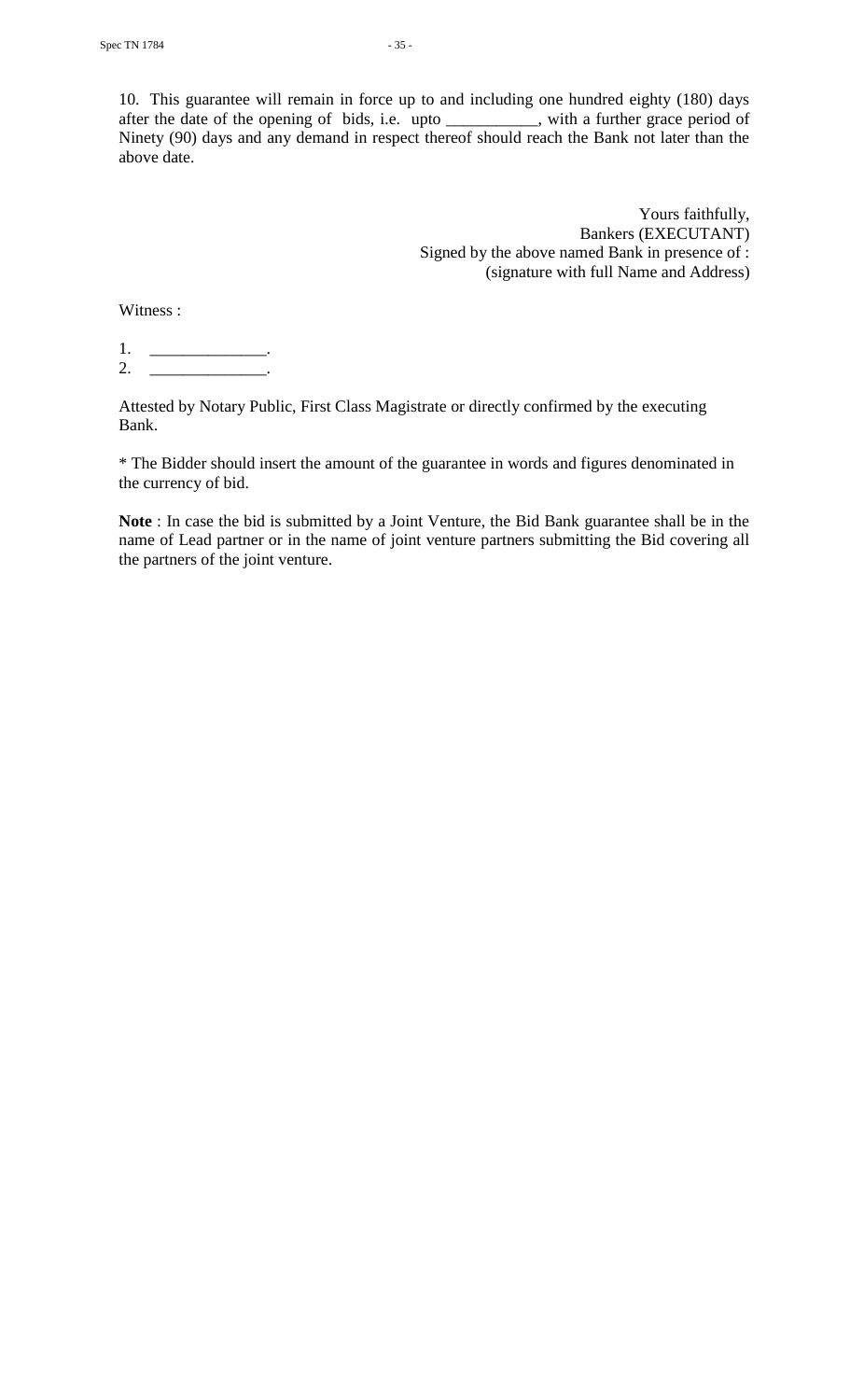10. This guarantee will remain in force up to and including one hundred eighty (180) days after the date of the opening of bids, i.e. upto ___________, with a further grace period of Ninety (90) days and any demand in respect thereof should reach the Bank not later than the above date.

Yours faithfully,  
Bankers (EXECUTANT)  
Signed by the above named Bank in presence of :  
(signature with full Name and Address)

Witness :

1. ______________.
2. ______________.

Attested by Notary Public, First Class Magistrate or directly confirmed by the executing Bank.

* The Bidder should insert the amount of the guarantee in words and figures denominated in the currency of bid.

**Note** : In case the bid is submitted by a Joint Venture, the Bid Bank guarantee shall be in the name of Lead partner or in the name of joint venture partners submitting the Bid covering all the partners of the joint venture.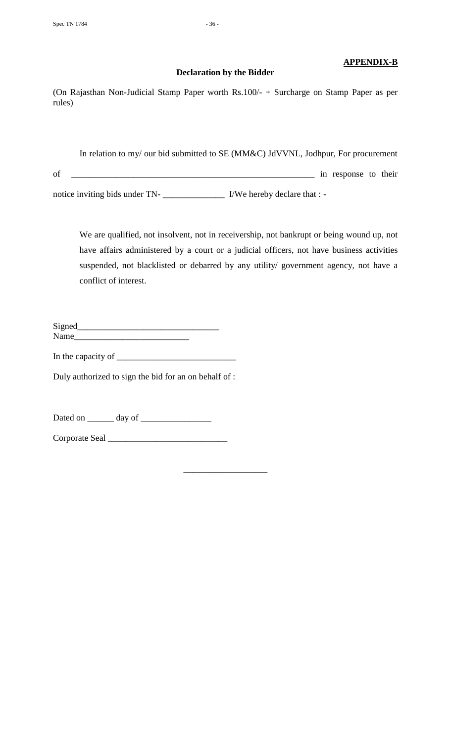**APPENDIX-B**

**Declaration by the Bidder**

(On Rajasthan Non-Judicial Stamp Paper worth Rs.100/- + Surcharge on Stamp Paper as per rules)

In relation to my/ our bid submitted to SE (MM&C) JdVVNL, Jodhpur, For procurement of \_\_\_\_\_\_\_\_\_\_\_\_\_\_\_\_\_\_\_\_\_\_\_\_\_\_\_\_\_\_\_\_\_\_\_\_\_\_\_\_\_\_\_\_\_\_\_\_\_\_\_\_\_\_ in response to their notice inviting bids under TN- \_\_\_\_\_\_\_\_\_\_\_\_\_\_ I/We hereby declare that : -

We are qualified, not insolvent, not in receivership, not bankrupt or being wound up, not have affairs administered by a court or a judicial officers, not have business activities suspended, not blacklisted or debarred by any utility/ government agency, not have a conflict of interest.

Signed\_\_\_\_\_\_\_\_\_\_\_\_\_\_\_\_\_\_\_\_\_\_\_\_\_\_\_\_\_\_\_
Name\_\_\_\_\_\_\_\_\_\_\_\_\_\_\_\_\_\_\_\_\_\_\_\_\_\_

In the capacity of \_\_\_\_\_\_\_\_\_\_\_\_\_\_\_\_\_\_\_\_\_\_\_\_\_\_\_

Duly authorized to sign the bid for an on behalf of :

Dated on \_\_\_\_\_\_ day of \_\_\_\_\_\_\_\_\_\_\_\_\_\_\_\_

Corporate Seal \_\_\_\_\_\_\_\_\_\_\_\_\_\_\_\_\_\_\_\_\_\_\_\_\_\_\_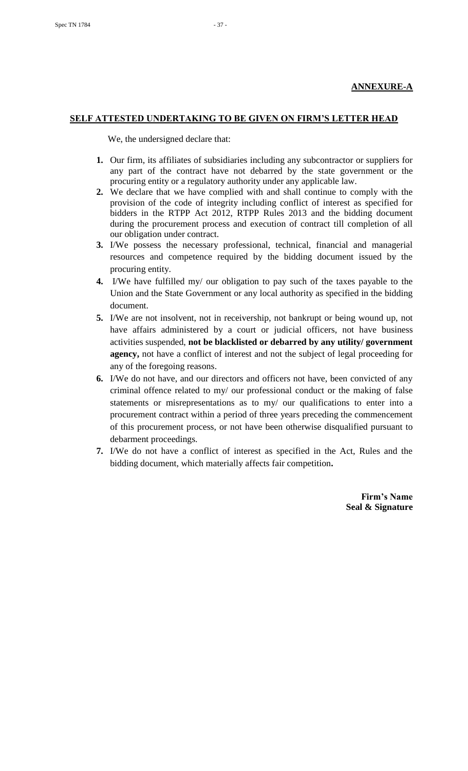**ANNEXURE-A**

## SELF ATTESTED UNDERTAKING TO BE GIVEN ON FIRM'S LETTER HEAD

We, the undersigned declare that:

1. Our firm, its affiliates of subsidiaries including any subcontractor or suppliers for any part of the contract have not debarred by the state government or the procuring entity or a regulatory authority under any applicable law.
2. We declare that we have complied with and shall continue to comply with the provision of the code of integrity including conflict of interest as specified for bidders in the RTPP Act 2012, RTPP Rules 2013 and the bidding document during the procurement process and execution of contract till completion of all our obligation under contract.
3. I/We possess the necessary professional, technical, financial and managerial resources and competence required by the bidding document issued by the procuring entity.
4. I/We have fulfilled my/ our obligation to pay such of the taxes payable to the Union and the State Government or any local authority as specified in the bidding document.
5. I/We are not insolvent, not in receivership, not bankrupt or being wound up, not have affairs administered by a court or judicial officers, not have business activities suspended, **not be blacklisted or debarred by any utility/ government agency,** not have a conflict of interest and not the subject of legal proceeding for any of the foregoing reasons.
6. I/We do not have, and our directors and officers not have, been convicted of any criminal offence related to my/ our professional conduct or the making of false statements or misrepresentations as to my/ our qualifications to enter into a procurement contract within a period of three years preceding the commencement of this procurement process, or not have been otherwise disqualified pursuant to debarment proceedings.
7. I/We do not have a conflict of interest as specified in the Act, Rules and the bidding document, which materially affects fair competition**.**

**Firm's Name**
**Seal & Signature**